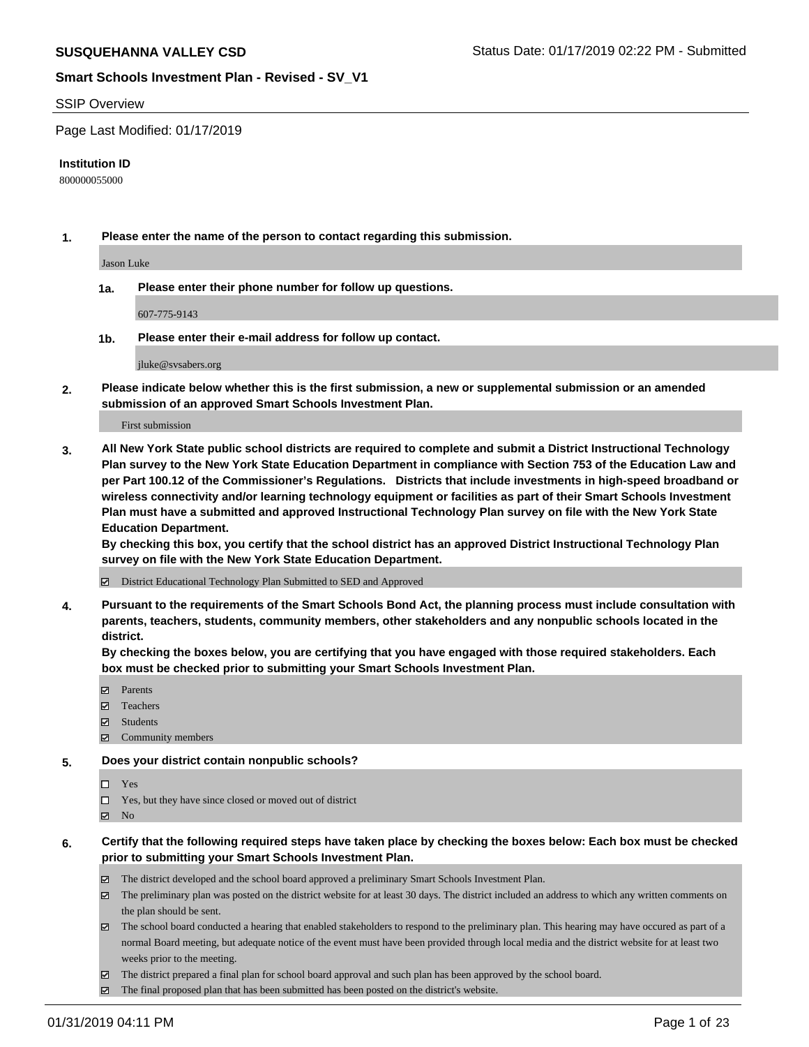**SUSQUEHANNA VALLEY CSD** Status Date: 01/17/2019 02:22 PM - Submitted

**Smart Schools Investment Plan - Revised - SV_V1**

SSIP Overview

Page Last Modified: 01/17/2019

**Institution ID**

800000055000

**1. Please enter the name of the person to contact regarding this submission.**

Jason Luke

**1a. Please enter their phone number for follow up questions.**

607-775-9143

**1b. Please enter their e-mail address for follow up contact.**

jluke@svsabers.org

**2. Please indicate below whether this is the first submission, a new or supplemental submission or an amended submission of an approved Smart Schools Investment Plan.**

First submission

**3. All New York State public school districts are required to complete and submit a District Instructional Technology Plan survey to the New York State Education Department in compliance with Section 753 of the Education Law and per Part 100.12 of the Commissioner's Regulations. Districts that include investments in high-speed broadband or wireless connectivity and/or learning technology equipment or facilities as part of their Smart Schools Investment Plan must have a submitted and approved Instructional Technology Plan survey on file with the New York State Education Department.**
**By checking this box, you certify that the school district has an approved District Instructional Technology Plan survey on file with the New York State Education Department.**

☑ District Educational Technology Plan Submitted to SED and Approved

**4. Pursuant to the requirements of the Smart Schools Bond Act, the planning process must include consultation with parents, teachers, students, community members, other stakeholders and any nonpublic schools located in the district.**
**By checking the boxes below, you are certifying that you have engaged with those required stakeholders. Each box must be checked prior to submitting your Smart Schools Investment Plan.**

☑ Parents
☑ Teachers
☑ Students
☑ Community members

**5. Does your district contain nonpublic schools?**

☐ Yes
☐ Yes, but they have since closed or moved out of district
☑ No

**6. Certify that the following required steps have taken place by checking the boxes below: Each box must be checked prior to submitting your Smart Schools Investment Plan.**

☑ The district developed and the school board approved a preliminary Smart Schools Investment Plan.
☑ The preliminary plan was posted on the district website for at least 30 days. The district included an address to which any written comments on the plan should be sent.
☑ The school board conducted a hearing that enabled stakeholders to respond to the preliminary plan. This hearing may have occured as part of a normal Board meeting, but adequate notice of the event must have been provided through local media and the district website for at least two weeks prior to the meeting.
☑ The district prepared a final plan for school board approval and such plan has been approved by the school board.
☑ The final proposed plan that has been submitted has been posted on the district's website.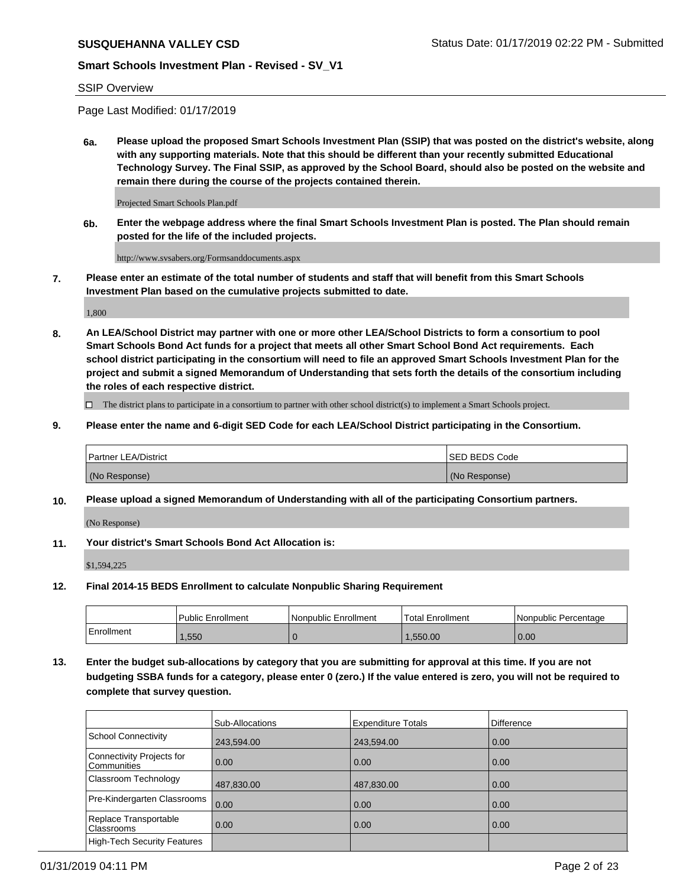SSIP Overview

Page Last Modified: 01/17/2019

**6a. Please upload the proposed Smart Schools Investment Plan (SSIP) that was posted on the district's website, along with any supporting materials. Note that this should be different than your recently submitted Educational Technology Survey. The Final SSIP, as approved by the School Board, should also be posted on the website and remain there during the course of the projects contained therein.**

Projected Smart Schools Plan.pdf

**6b. Enter the webpage address where the final Smart Schools Investment Plan is posted. The Plan should remain posted for the life of the included projects.**

http://www.svsabers.org/Formsanddocuments.aspx

**7. Please enter an estimate of the total number of students and staff that will benefit from this Smart Schools Investment Plan based on the cumulative projects submitted to date.**

1,800

**8. An LEA/School District may partner with one or more other LEA/School Districts to form a consortium to pool Smart Schools Bond Act funds for a project that meets all other Smart School Bond Act requirements. Each school district participating in the consortium will need to file an approved Smart Schools Investment Plan for the project and submit a signed Memorandum of Understanding that sets forth the details of the consortium including the roles of each respective district.**

☐ The district plans to participate in a consortium to partner with other school district(s) to implement a Smart Schools project.

**9. Please enter the name and 6-digit SED Code for each LEA/School District participating in the Consortium.**

| Partner LEA/District | SED BEDS Code |
|---|---|
| (No Response) | (No Response) |

**10. Please upload a signed Memorandum of Understanding with all of the participating Consortium partners.**

(No Response)

**11. Your district's Smart Schools Bond Act Allocation is:**

$1,594,225

**12. Final 2014-15 BEDS Enrollment to calculate Nonpublic Sharing Requirement**

| | Public Enrollment | Nonpublic Enrollment | Total Enrollment | Nonpublic Percentage |
|---|---|---|---|---|
| Enrollment | 1,550 | 0 | 1,550.00 | 0.00 |

**13. Enter the budget sub-allocations by category that you are submitting for approval at this time. If you are not budgeting SSBA funds for a category, please enter 0 (zero.) If the value entered is zero, you will not be required to complete that survey question.**

| | Sub-Allocations | Expenditure Totals | Difference |
|---|---|---|---|
| School Connectivity | 243,594.00 | 243,594.00 | 0.00 |
| Connectivity Projects for Communities | 0.00 | 0.00 | 0.00 |
| Classroom Technology | 487,830.00 | 487,830.00 | 0.00 |
| Pre-Kindergarten Classrooms | 0.00 | 0.00 | 0.00 |
| Replace Transportable Classrooms | 0.00 | 0.00 | 0.00 |
| High-Tech Security Features | | | |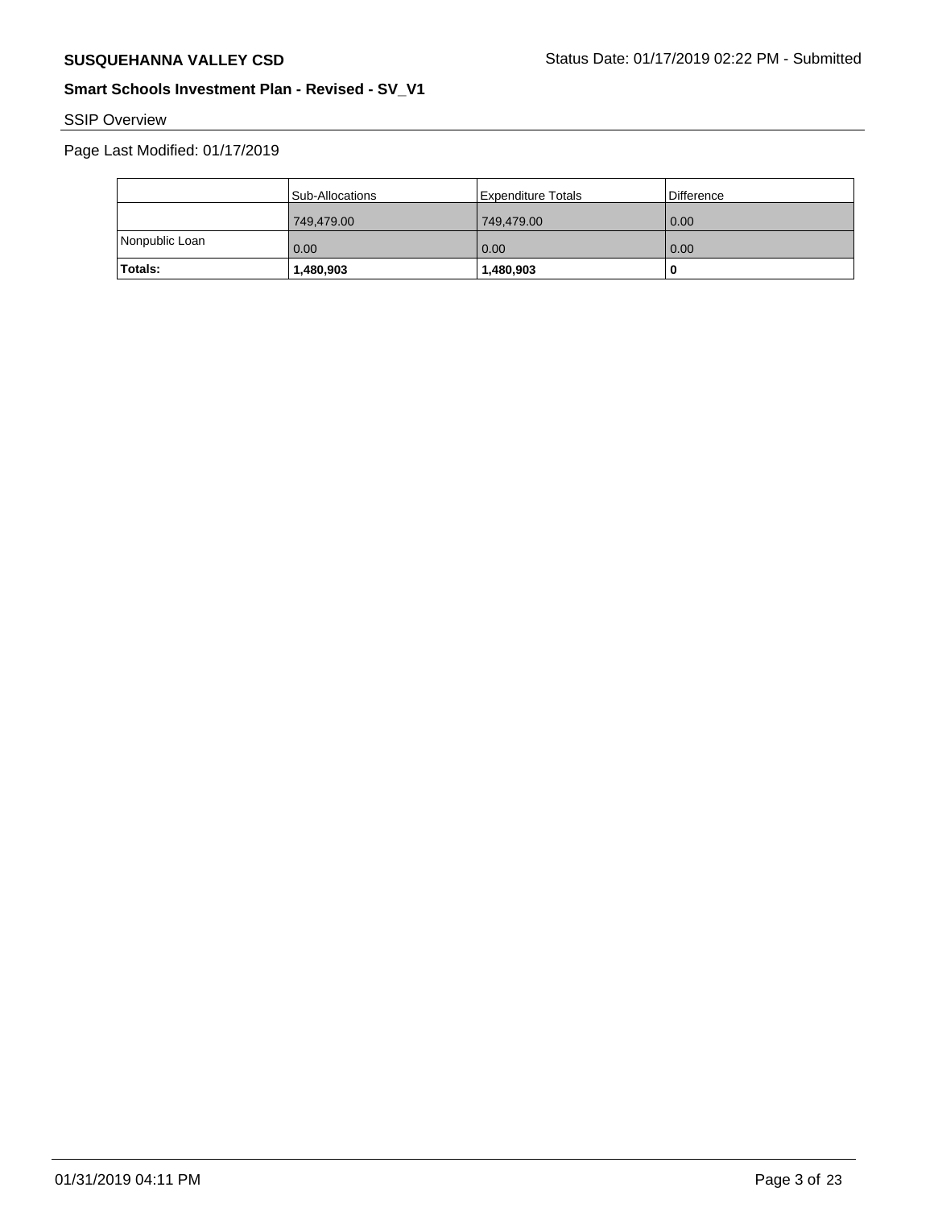**SUSQUEHANNA VALLEY CSD** Status Date: 01/17/2019 02:22 PM - Submitted

**Smart Schools Investment Plan - Revised - SV_V1**

SSIP Overview

Page Last Modified: 01/17/2019

| | Sub-Allocations | Expenditure Totals | Difference |
|---|---|---|---|
| | 749,479.00 | 749,479.00 | 0.00 |
| Nonpublic Loan | 0.00 | 0.00 | 0.00 |
| **Totals:** | **1,480,903** | **1,480,903** | **0** |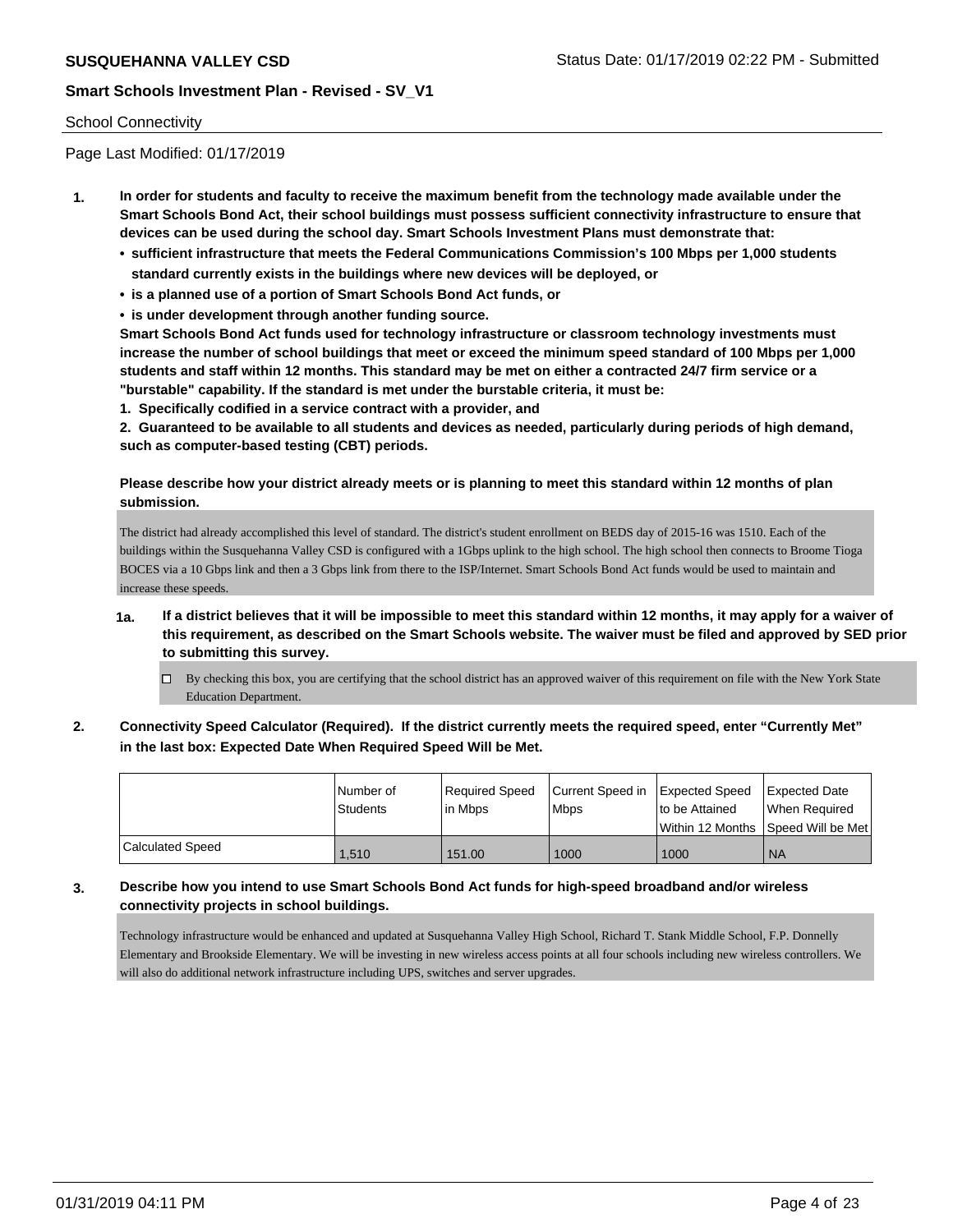School Connectivity

Page Last Modified: 01/17/2019

1. **In order for students and faculty to receive the maximum benefit from the technology made available under the Smart Schools Bond Act, their school buildings must possess sufficient connectivity infrastructure to ensure that devices can be used during the school day. Smart Schools Investment Plans must demonstrate that:**
   - **sufficient infrastructure that meets the Federal Communications Commission's 100 Mbps per 1,000 students standard currently exists in the buildings where new devices will be deployed, or**
   - **is a planned use of a portion of Smart Schools Bond Act funds, or**
   - **is under development through another funding source.**

   **Smart Schools Bond Act funds used for technology infrastructure or classroom technology investments must increase the number of school buildings that meet or exceed the minimum speed standard of 100 Mbps per 1,000 students and staff within 12 months. This standard may be met on either a contracted 24/7 firm service or a "burstable" capability. If the standard is met under the burstable criteria, it must be:**

   **1. Specifically codified in a service contract with a provider, and**

   **2. Guaranteed to be available to all students and devices as needed, particularly during periods of high demand, such as computer-based testing (CBT) periods.**

   **Please describe how your district already meets or is planning to meet this standard within 12 months of plan submission.**

   The district had already accomplished this level of standard. The district's student enrollment on BEDS day of 2015-16 was 1510. Each of the buildings within the Susquehanna Valley CSD is configured with a 1Gbps uplink to the high school. The high school then connects to Broome Tioga BOCES via a 10 Gbps link and then a 3 Gbps link from there to the ISP/Internet. Smart Schools Bond Act funds would be used to maintain and increase these speeds.

   **1a. If a district believes that it will be impossible to meet this standard within 12 months, it may apply for a waiver of this requirement, as described on the Smart Schools website. The waiver must be filed and approved by SED prior to submitting this survey.**

   ☐ By checking this box, you are certifying that the school district has an approved waiver of this requirement on file with the New York State Education Department.

2. **Connectivity Speed Calculator (Required). If the district currently meets the required speed, enter "Currently Met" in the last box: Expected Date When Required Speed Will be Met.**

|  | Number of Students | Required Speed in Mbps | Current Speed in Mbps | Expected Speed to be Attained Within 12 Months | Expected Date When Required Speed Will be Met |
|---|---|---|---|---|---|
| Calculated Speed | 1,510 | 151.00 | 1000 | 1000 | NA |

3. **Describe how you intend to use Smart Schools Bond Act funds for high-speed broadband and/or wireless connectivity projects in school buildings.**

   Technology infrastructure would be enhanced and updated at Susquehanna Valley High School, Richard T. Stank Middle School, F.P. Donnelly Elementary and Brookside Elementary. We will be investing in new wireless access points at all four schools including new wireless controllers. We will also do additional network infrastructure including UPS, switches and server upgrades.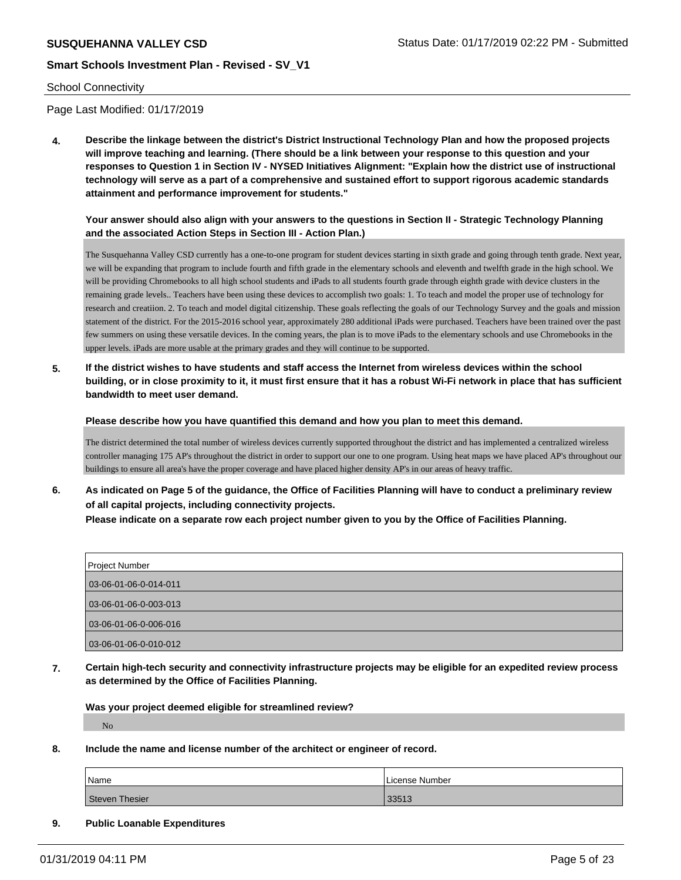School Connectivity

Page Last Modified: 01/17/2019

**4. Describe the linkage between the district's District Instructional Technology Plan and how the proposed projects will improve teaching and learning. (There should be a link between your response to this question and your responses to Question 1 in Section IV - NYSED Initiatives Alignment: "Explain how the district use of instructional technology will serve as a part of a comprehensive and sustained effort to support rigorous academic standards attainment and performance improvement for students."**

**Your answer should also align with your answers to the questions in Section II - Strategic Technology Planning and the associated Action Steps in Section III - Action Plan.)**

The Susquehanna Valley CSD currently has a one-to-one program for student devices starting in sixth grade and going through tenth grade. Next year, we will be expanding that program to include fourth and fifth grade in the elementary schools and eleventh and twelfth grade in the high school. We will be providing Chromebooks to all high school students and iPads to all students fourth grade through eighth grade with device clusters in the remaining grade levels.. Teachers have been using these devices to accomplish two goals: 1. To teach and model the proper use of technology for research and creatiion. 2. To teach and model digital citizenship. These goals reflecting the goals of our Technology Survey and the goals and mission statement of the district. For the 2015-2016 school year, approximately 280 additional iPads were purchased. Teachers have been trained over the past few summers on using these versatile devices. In the coming years, the plan is to move iPads to the elementary schools and use Chromebooks in the upper levels. iPads are more usable at the primary grades and they will continue to be supported.

**5. If the district wishes to have students and staff access the Internet from wireless devices within the school building, or in close proximity to it, it must first ensure that it has a robust Wi-Fi network in place that has sufficient bandwidth to meet user demand.**

**Please describe how you have quantified this demand and how you plan to meet this demand.**

The district determined the total number of wireless devices currently supported throughout the district and has implemented a centralized wireless controller managing 175 AP's throughout the district in order to support our one to one program. Using heat maps we have placed AP's throughout our buildings to ensure all area's have the proper coverage and have placed higher density AP's in our areas of heavy traffic.

**6. As indicated on Page 5 of the guidance, the Office of Facilities Planning will have to conduct a preliminary review of all capital projects, including connectivity projects.**
**Please indicate on a separate row each project number given to you by the Office of Facilities Planning.**

| Project Number |
|---|
| 03-06-01-06-0-014-011 |
| 03-06-01-06-0-003-013 |
| 03-06-01-06-0-006-016 |
| 03-06-01-06-0-010-012 |

**7. Certain high-tech security and connectivity infrastructure projects may be eligible for an expedited review process as determined by the Office of Facilities Planning.**

**Was your project deemed eligible for streamlined review?**

No

**8. Include the name and license number of the architect or engineer of record.**

| Name | License Number |
|---|---|
| Steven Thesier | 33513 |

**9. Public Loanable Expenditures**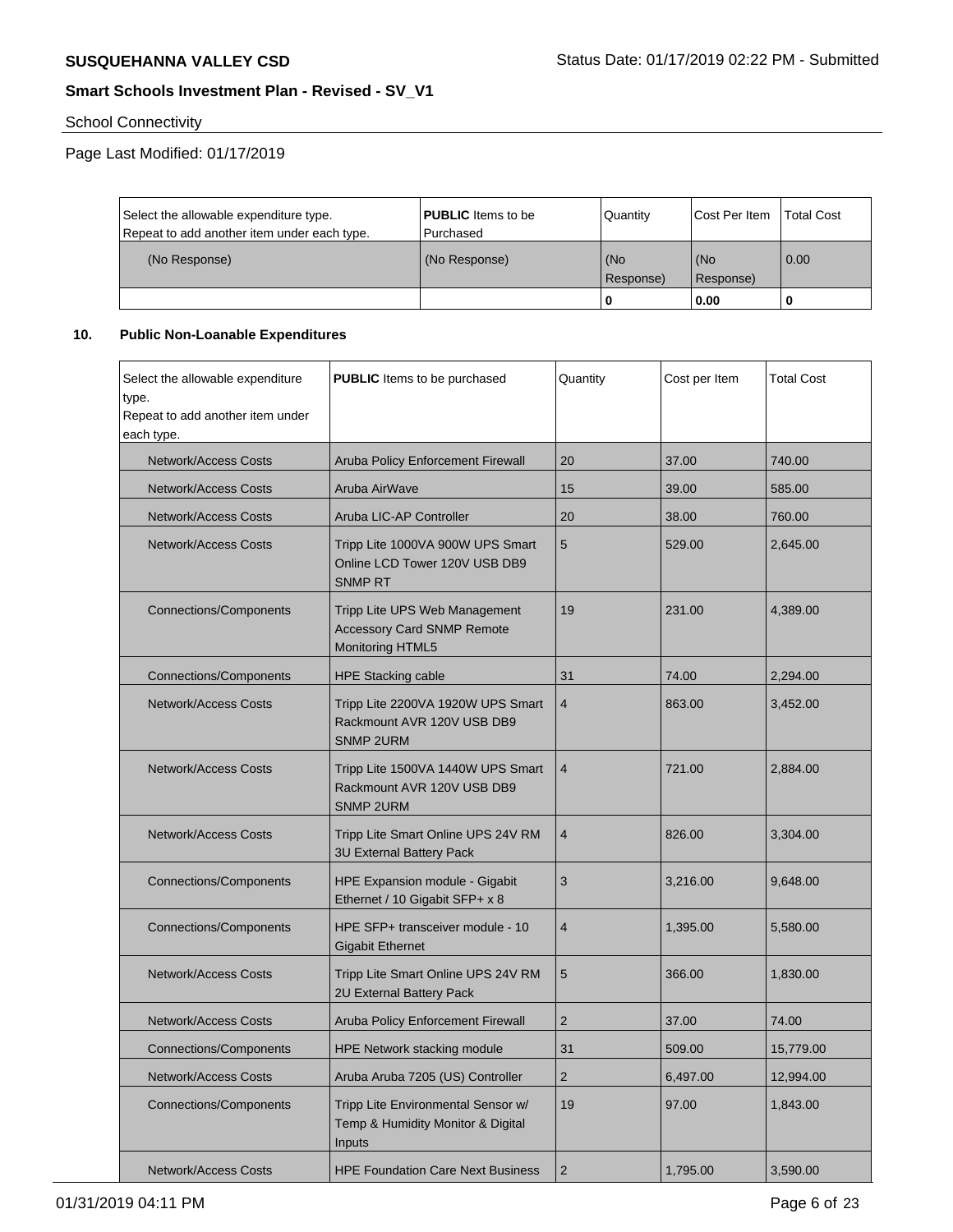School Connectivity

Page Last Modified: 01/17/2019

| Select the allowable expenditure type. Repeat to add another item under each type. | **PUBLIC** Items to be Purchased | Quantity | Cost Per Item | Total Cost |
|---|---|---|---|---|
| (No Response) | (No Response) | (No Response) | (No Response) | 0.00 |
| | | **0** | **0.00** | **0** |

**10. Public Non-Loanable Expenditures**

| Select the allowable expenditure type. Repeat to add another item under each type. | **PUBLIC** Items to be purchased | Quantity | Cost per Item | Total Cost |
|---|---|---|---|---|
| Network/Access Costs | Aruba Policy Enforcement Firewall | 20 | 37.00 | 740.00 |
| Network/Access Costs | Aruba AirWave | 15 | 39.00 | 585.00 |
| Network/Access Costs | Aruba LIC-AP Controller | 20 | 38.00 | 760.00 |
| Network/Access Costs | Tripp Lite 1000VA 900W UPS Smart Online LCD Tower 120V USB DB9 SNMP RT | 5 | 529.00 | 2,645.00 |
| Connections/Components | Tripp Lite UPS Web Management Accessory Card SNMP Remote Monitoring HTML5 | 19 | 231.00 | 4,389.00 |
| Connections/Components | HPE Stacking cable | 31 | 74.00 | 2,294.00 |
| Network/Access Costs | Tripp Lite 2200VA 1920W UPS Smart Rackmount AVR 120V USB DB9 SNMP 2URM | 4 | 863.00 | 3,452.00 |
| Network/Access Costs | Tripp Lite 1500VA 1440W UPS Smart Rackmount AVR 120V USB DB9 SNMP 2URM | 4 | 721.00 | 2,884.00 |
| Network/Access Costs | Tripp Lite Smart Online UPS 24V RM 3U External Battery Pack | 4 | 826.00 | 3,304.00 |
| Connections/Components | HPE Expansion module - Gigabit Ethernet / 10 Gigabit SFP+ x 8 | 3 | 3,216.00 | 9,648.00 |
| Connections/Components | HPE SFP+ transceiver module - 10 Gigabit Ethernet | 4 | 1,395.00 | 5,580.00 |
| Network/Access Costs | Tripp Lite Smart Online UPS 24V RM 2U External Battery Pack | 5 | 366.00 | 1,830.00 |
| Network/Access Costs | Aruba Policy Enforcement Firewall | 2 | 37.00 | 74.00 |
| Connections/Components | HPE Network stacking module | 31 | 509.00 | 15,779.00 |
| Network/Access Costs | Aruba Aruba 7205 (US) Controller | 2 | 6,497.00 | 12,994.00 |
| Connections/Components | Tripp Lite Environmental Sensor w/ Temp & Humidity Monitor & Digital Inputs | 19 | 97.00 | 1,843.00 |
| Network/Access Costs | HPE Foundation Care Next Business | 2 | 1,795.00 | 3,590.00 |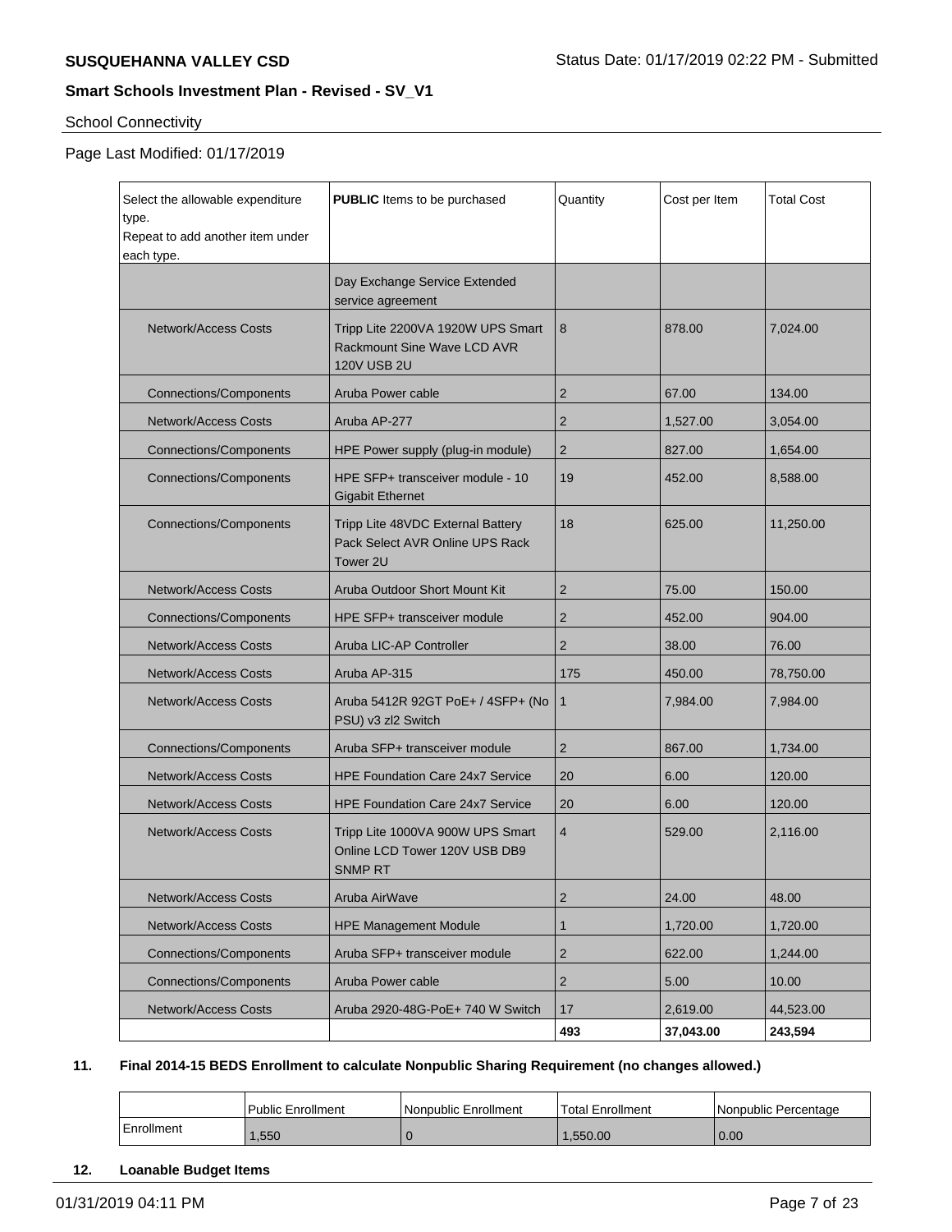**SUSQUEHANNA VALLEY CSD** Status Date: 01/17/2019 02:22 PM - Submitted

**Smart Schools Investment Plan - Revised - SV_V1**

School Connectivity

Page Last Modified: 01/17/2019

| Select the allowable expenditure type. Repeat to add another item under each type. | **PUBLIC** Items to be purchased | Quantity | Cost per Item | Total Cost |
|---|---|---|---|---|
| | Day Exchange Service Extended service agreement | | | |
| Network/Access Costs | Tripp Lite 2200VA 1920W UPS Smart Rackmount Sine Wave LCD AVR 120V USB 2U | 8 | 878.00 | 7,024.00 |
| Connections/Components | Aruba Power cable | 2 | 67.00 | 134.00 |
| Network/Access Costs | Aruba AP-277 | 2 | 1,527.00 | 3,054.00 |
| Connections/Components | HPE Power supply (plug-in module) | 2 | 827.00 | 1,654.00 |
| Connections/Components | HPE SFP+ transceiver module - 10 Gigabit Ethernet | 19 | 452.00 | 8,588.00 |
| Connections/Components | Tripp Lite 48VDC External Battery Pack Select AVR Online UPS Rack Tower 2U | 18 | 625.00 | 11,250.00 |
| Network/Access Costs | Aruba Outdoor Short Mount Kit | 2 | 75.00 | 150.00 |
| Connections/Components | HPE SFP+ transceiver module | 2 | 452.00 | 904.00 |
| Network/Access Costs | Aruba LIC-AP Controller | 2 | 38.00 | 76.00 |
| Network/Access Costs | Aruba AP-315 | 175 | 450.00 | 78,750.00 |
| Network/Access Costs | Aruba 5412R 92GT PoE+ / 4SFP+ (No PSU) v3 zl2 Switch | 1 | 7,984.00 | 7,984.00 |
| Connections/Components | Aruba SFP+ transceiver module | 2 | 867.00 | 1,734.00 |
| Network/Access Costs | HPE Foundation Care 24x7 Service | 20 | 6.00 | 120.00 |
| Network/Access Costs | HPE Foundation Care 24x7 Service | 20 | 6.00 | 120.00 |
| Network/Access Costs | Tripp Lite 1000VA 900W UPS Smart Online LCD Tower 120V USB DB9 SNMP RT | 4 | 529.00 | 2,116.00 |
| Network/Access Costs | Aruba AirWave | 2 | 24.00 | 48.00 |
| Network/Access Costs | HPE Management Module | 1 | 1,720.00 | 1,720.00 |
| Connections/Components | Aruba SFP+ transceiver module | 2 | 622.00 | 1,244.00 |
| Connections/Components | Aruba Power cable | 2 | 5.00 | 10.00 |
| Network/Access Costs | Aruba 2920-48G-PoE+ 740 W Switch | 17 | 2,619.00 | 44,523.00 |
| | | **493** | **37,043.00** | **243,594** |

**11. Final 2014-15 BEDS Enrollment to calculate Nonpublic Sharing Requirement (no changes allowed.)**

| | Public Enrollment | Nonpublic Enrollment | Total Enrollment | Nonpublic Percentage |
|---|---|---|---|---|
| Enrollment | 1,550 | 0 | 1,550.00 | 0.00 |

**12. Loanable Budget Items**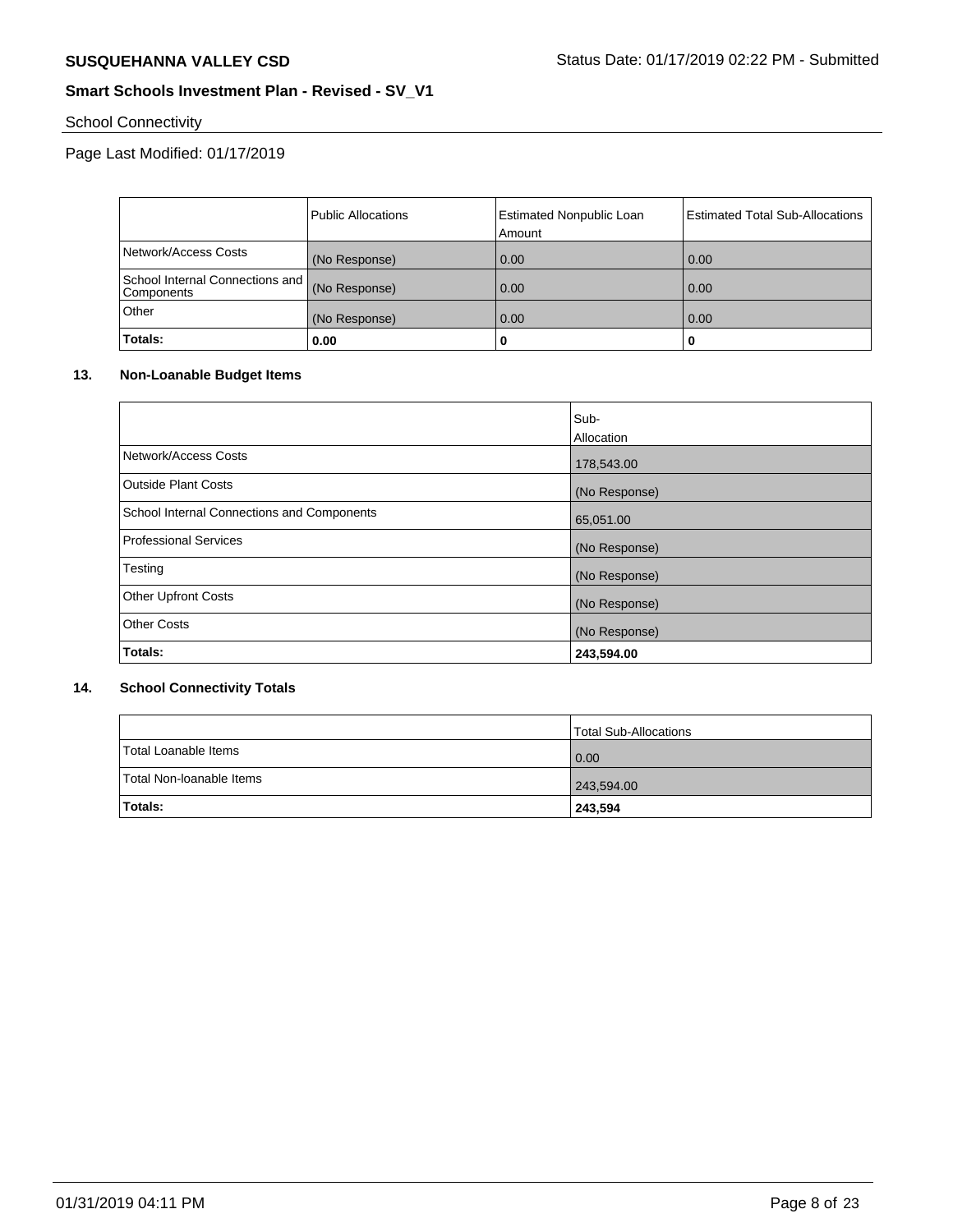School Connectivity

Page Last Modified: 01/17/2019

| | Public Allocations | Estimated Nonpublic Loan Amount | Estimated Total Sub-Allocations |
|---|---|---|---|
| Network/Access Costs | (No Response) | 0.00 | 0.00 |
| School Internal Connections and Components | (No Response) | 0.00 | 0.00 |
| Other | (No Response) | 0.00 | 0.00 |
| **Totals:** | **0.00** | **0** | **0** |

## 13. Non-Loanable Budget Items

| | Sub-Allocation |
|---|---|
| Network/Access Costs | 178,543.00 |
| Outside Plant Costs | (No Response) |
| School Internal Connections and Components | 65,051.00 |
| Professional Services | (No Response) |
| Testing | (No Response) |
| Other Upfront Costs | (No Response) |
| Other Costs | (No Response) |
| **Totals:** | **243,594.00** |

## 14. School Connectivity Totals

| | Total Sub-Allocations |
|---|---|
| Total Loanable Items | 0.00 |
| Total Non-loanable Items | 243,594.00 |
| **Totals:** | **243,594** |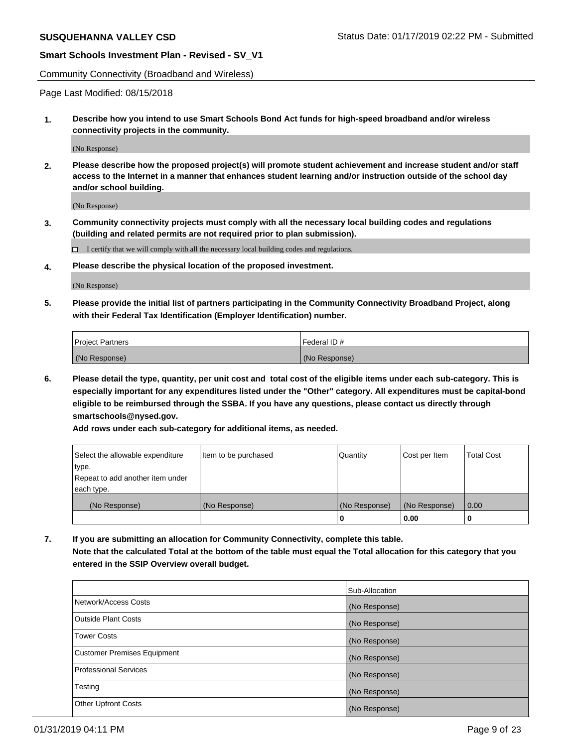Community Connectivity (Broadband and Wireless)

Page Last Modified: 08/15/2018

**1. Describe how you intend to use Smart Schools Bond Act funds for high-speed broadband and/or wireless connectivity projects in the community.**

(No Response)

**2. Please describe how the proposed project(s) will promote student achievement and increase student and/or staff access to the Internet in a manner that enhances student learning and/or instruction outside of the school day and/or school building.**

(No Response)

**3. Community connectivity projects must comply with all the necessary local building codes and regulations (building and related permits are not required prior to plan submission).**

☐ I certify that we will comply with all the necessary local building codes and regulations.

**4. Please describe the physical location of the proposed investment.**

(No Response)

**5. Please provide the initial list of partners participating in the Community Connectivity Broadband Project, along with their Federal Tax Identification (Employer Identification) number.**

| Project Partners | Federal ID # |
|---|---|
| (No Response) | (No Response) |

**6. Please detail the type, quantity, per unit cost and total cost of the eligible items under each sub-category. This is especially important for any expenditures listed under the "Other" category. All expenditures must be capital-bond eligible to be reimbursed through the SSBA. If you have any questions, please contact us directly through smartschools@nysed.gov.**

**Add rows under each sub-category for additional items, as needed.**

| Select the allowable expenditure type. Repeat to add another item under each type. | Item to be purchased | Quantity | Cost per Item | Total Cost |
|---|---|---|---|---|
| (No Response) | (No Response) | (No Response) | (No Response) | 0.00 |
| | | **0** | **0.00** | **0** |

**7. If you are submitting an allocation for Community Connectivity, complete this table. Note that the calculated Total at the bottom of the table must equal the Total allocation for this category that you entered in the SSIP Overview overall budget.**

| | Sub-Allocation |
|---|---|
| Network/Access Costs | (No Response) |
| Outside Plant Costs | (No Response) |
| Tower Costs | (No Response) |
| Customer Premises Equipment | (No Response) |
| Professional Services | (No Response) |
| Testing | (No Response) |
| Other Upfront Costs | (No Response) |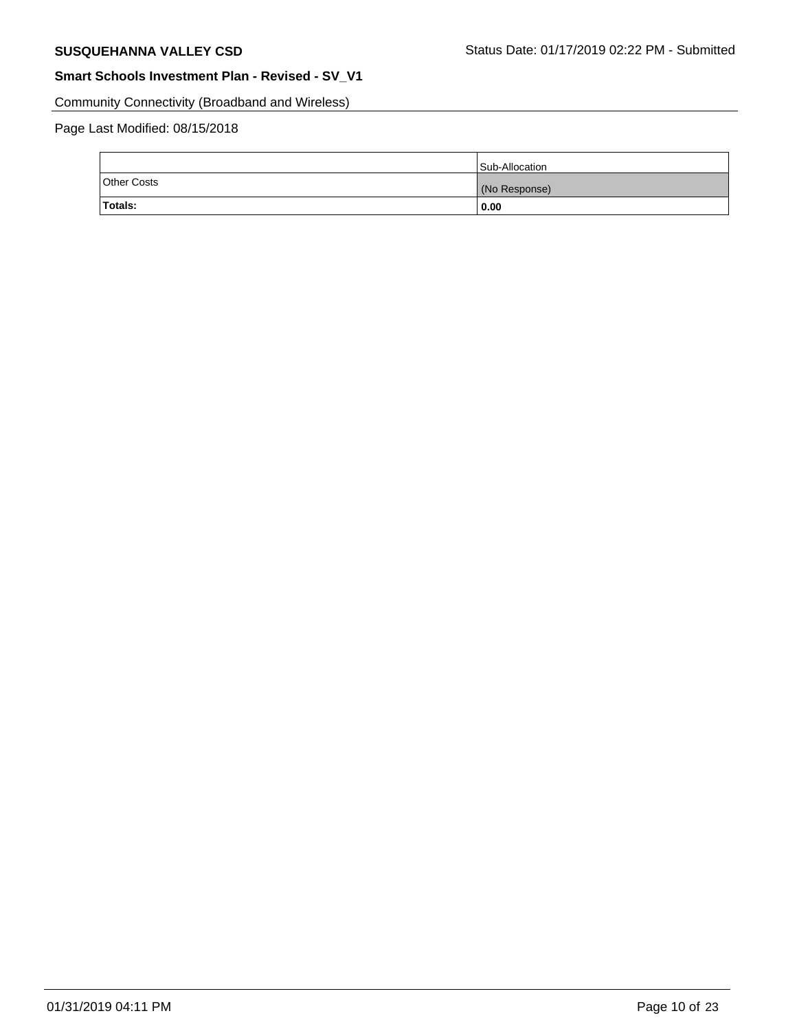Community Connectivity (Broadband and Wireless)

Page Last Modified: 08/15/2018

| | Sub-Allocation |
|---|---|
| Other Costs | (No Response) |
| **Totals:** | **0.00** |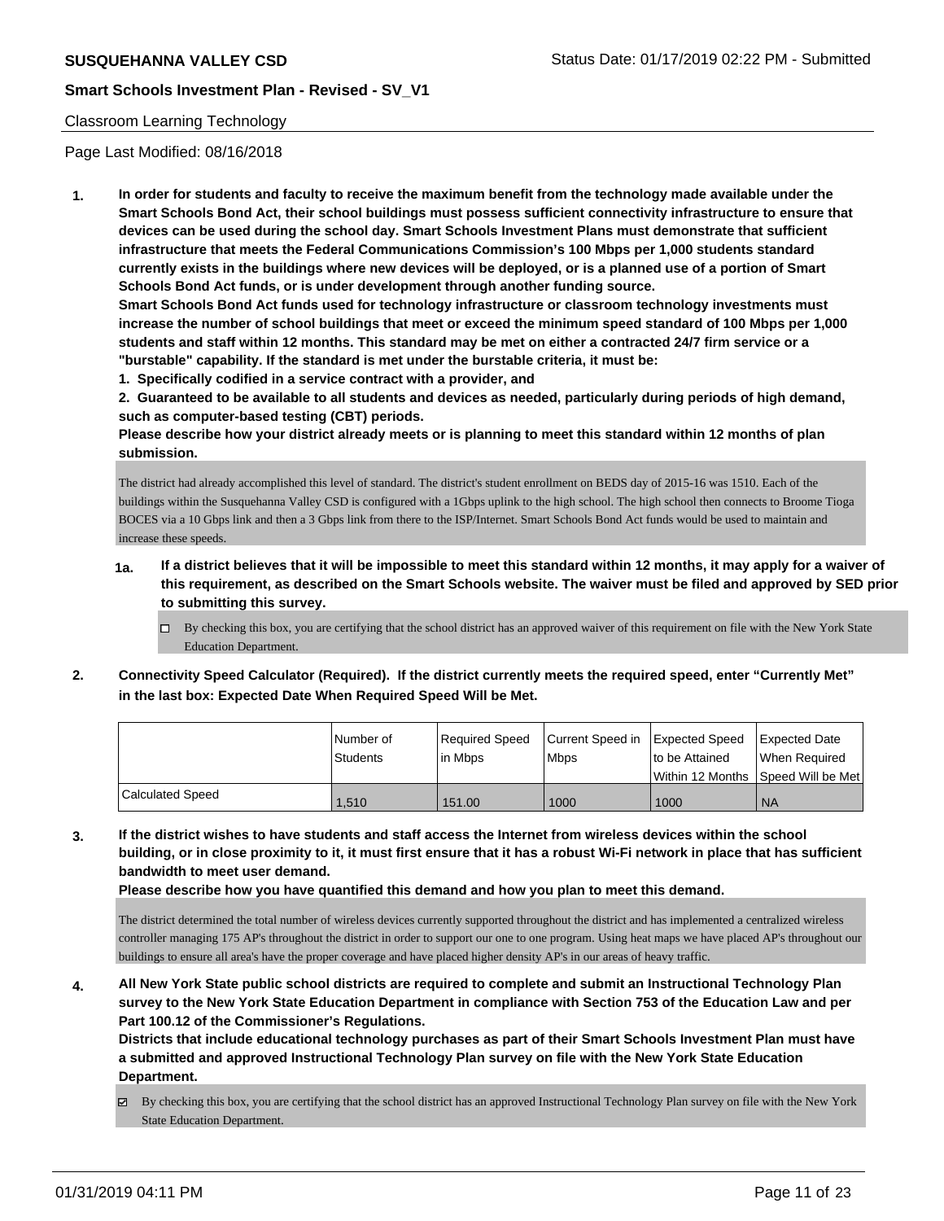Classroom Learning Technology

Page Last Modified: 08/16/2018

**1. In order for students and faculty to receive the maximum benefit from the technology made available under the Smart Schools Bond Act, their school buildings must possess sufficient connectivity infrastructure to ensure that devices can be used during the school day. Smart Schools Investment Plans must demonstrate that sufficient infrastructure that meets the Federal Communications Commission's 100 Mbps per 1,000 students standard currently exists in the buildings where new devices will be deployed, or is a planned use of a portion of Smart Schools Bond Act funds, or is under development through another funding source.**

**Smart Schools Bond Act funds used for technology infrastructure or classroom technology investments must increase the number of school buildings that meet or exceed the minimum speed standard of 100 Mbps per 1,000 students and staff within 12 months. This standard may be met on either a contracted 24/7 firm service or a "burstable" capability. If the standard is met under the burstable criteria, it must be:**

**1. Specifically codified in a service contract with a provider, and**

**2. Guaranteed to be available to all students and devices as needed, particularly during periods of high demand, such as computer-based testing (CBT) periods.**

**Please describe how your district already meets or is planning to meet this standard within 12 months of plan submission.**

The district had already accomplished this level of standard. The district's student enrollment on BEDS day of 2015-16 was 1510. Each of the buildings within the Susquehanna Valley CSD is configured with a 1Gbps uplink to the high school. The high school then connects to Broome Tioga BOCES via a 10 Gbps link and then a 3 Gbps link from there to the ISP/Internet. Smart Schools Bond Act funds would be used to maintain and increase these speeds.

**1a. If a district believes that it will be impossible to meet this standard within 12 months, it may apply for a waiver of this requirement, as described on the Smart Schools website. The waiver must be filed and approved by SED prior to submitting this survey.**

☐ By checking this box, you are certifying that the school district has an approved waiver of this requirement on file with the New York State Education Department.

**2. Connectivity Speed Calculator (Required). If the district currently meets the required speed, enter "Currently Met" in the last box: Expected Date When Required Speed Will be Met.**

| | Number of Students | Required Speed in Mbps | Current Speed in Mbps | Expected Speed to be Attained Within 12 Months | Expected Date When Required Speed Will be Met |
|---|---|---|---|---|---|
| Calculated Speed | 1,510 | 151.00 | 1000 | 1000 | NA |

**3. If the district wishes to have students and staff access the Internet from wireless devices within the school building, or in close proximity to it, it must first ensure that it has a robust Wi-Fi network in place that has sufficient bandwidth to meet user demand.**

**Please describe how you have quantified this demand and how you plan to meet this demand.**

The district determined the total number of wireless devices currently supported throughout the district and has implemented a centralized wireless controller managing 175 AP's throughout the district in order to support our one to one program. Using heat maps we have placed AP's throughout our buildings to ensure all area's have the proper coverage and have placed higher density AP's in our areas of heavy traffic.

**4. All New York State public school districts are required to complete and submit an Instructional Technology Plan survey to the New York State Education Department in compliance with Section 753 of the Education Law and per Part 100.12 of the Commissioner's Regulations.**

**Districts that include educational technology purchases as part of their Smart Schools Investment Plan must have a submitted and approved Instructional Technology Plan survey on file with the New York State Education Department.**

☑ By checking this box, you are certifying that the school district has an approved Instructional Technology Plan survey on file with the New York State Education Department.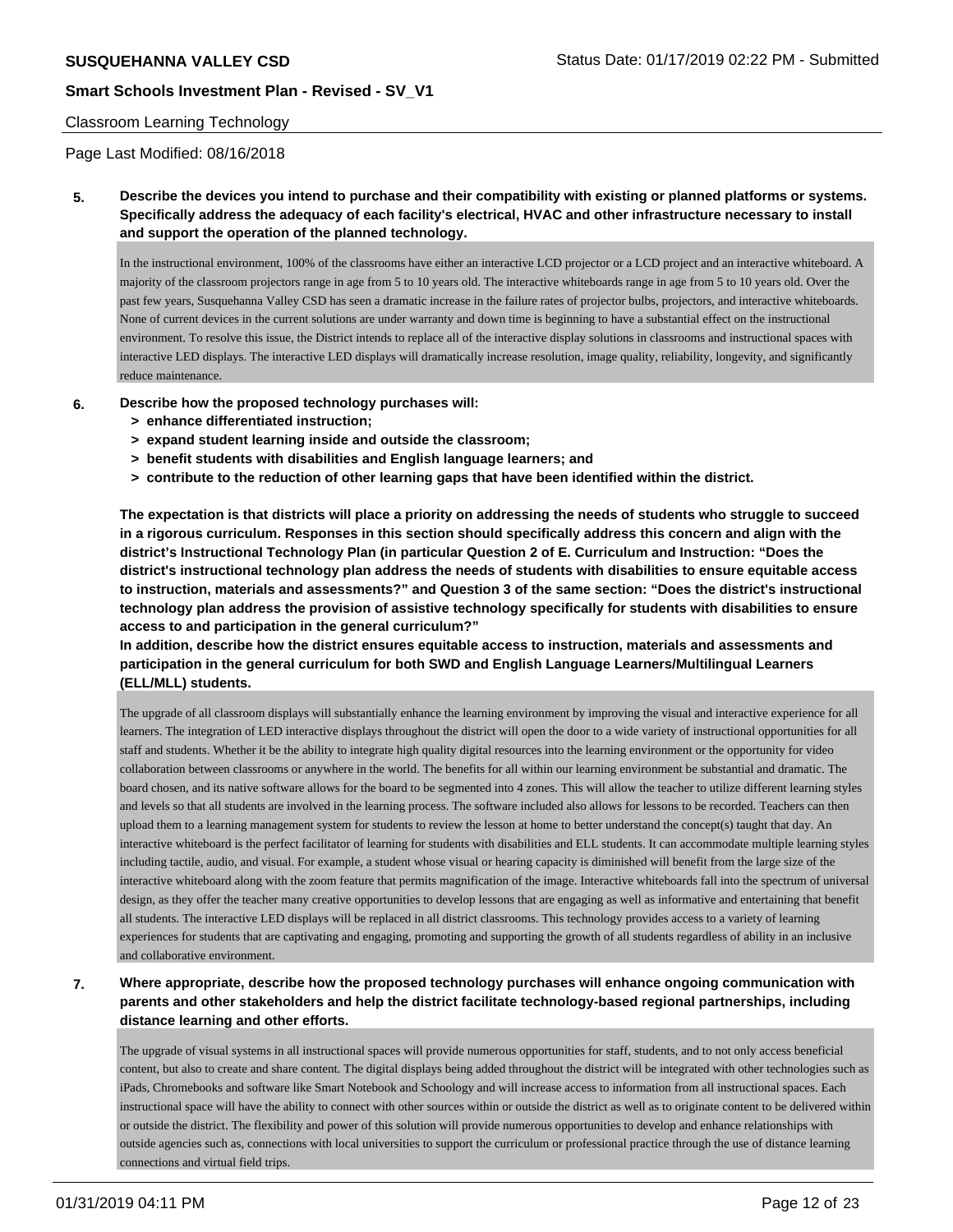Classroom Learning Technology

Page Last Modified: 08/16/2018

**5. Describe the devices you intend to purchase and their compatibility with existing or planned platforms or systems. Specifically address the adequacy of each facility's electrical, HVAC and other infrastructure necessary to install and support the operation of the planned technology.**

In the instructional environment, 100% of the classrooms have either an interactive LCD projector or a LCD project and an interactive whiteboard. A majority of the classroom projectors range in age from 5 to 10 years old. The interactive whiteboards range in age from 5 to 10 years old. Over the past few years, Susquehanna Valley CSD has seen a dramatic increase in the failure rates of projector bulbs, projectors, and interactive whiteboards. None of current devices in the current solutions are under warranty and down time is beginning to have a substantial effect on the instructional environment. To resolve this issue, the District intends to replace all of the interactive display solutions in classrooms and instructional spaces with interactive LED displays. The interactive LED displays will dramatically increase resolution, image quality, reliability, longevity, and significantly reduce maintenance.

**6. Describe how the proposed technology purchases will:**
**> enhance differentiated instruction;**
**> expand student learning inside and outside the classroom;**
**> benefit students with disabilities and English language learners; and**
**> contribute to the reduction of other learning gaps that have been identified within the district.**

**The expectation is that districts will place a priority on addressing the needs of students who struggle to succeed in a rigorous curriculum. Responses in this section should specifically address this concern and align with the district's Instructional Technology Plan (in particular Question 2 of E. Curriculum and Instruction: "Does the district's instructional technology plan address the needs of students with disabilities to ensure equitable access to instruction, materials and assessments?" and Question 3 of the same section: "Does the district's instructional technology plan address the provision of assistive technology specifically for students with disabilities to ensure access to and participation in the general curriculum?"**
**In addition, describe how the district ensures equitable access to instruction, materials and assessments and participation in the general curriculum for both SWD and English Language Learners/Multilingual Learners (ELL/MLL) students.**

The upgrade of all classroom displays will substantially enhance the learning environment by improving the visual and interactive experience for all learners. The integration of LED interactive displays throughout the district will open the door to a wide variety of instructional opportunities for all staff and students. Whether it be the ability to integrate high quality digital resources into the learning environment or the opportunity for video collaboration between classrooms or anywhere in the world. The benefits for all within our learning environment be substantial and dramatic. The board chosen, and its native software allows for the board to be segmented into 4 zones. This will allow the teacher to utilize different learning styles and levels so that all students are involved in the learning process. The software included also allows for lessons to be recorded. Teachers can then upload them to a learning management system for students to review the lesson at home to better understand the concept(s) taught that day. An interactive whiteboard is the perfect facilitator of learning for students with disabilities and ELL students. It can accommodate multiple learning styles including tactile, audio, and visual. For example, a student whose visual or hearing capacity is diminished will benefit from the large size of the interactive whiteboard along with the zoom feature that permits magnification of the image. Interactive whiteboards fall into the spectrum of universal design, as they offer the teacher many creative opportunities to develop lessons that are engaging as well as informative and entertaining that benefit all students. The interactive LED displays will be replaced in all district classrooms. This technology provides access to a variety of learning experiences for students that are captivating and engaging, promoting and supporting the growth of all students regardless of ability in an inclusive and collaborative environment.

**7. Where appropriate, describe how the proposed technology purchases will enhance ongoing communication with parents and other stakeholders and help the district facilitate technology-based regional partnerships, including distance learning and other efforts.**

The upgrade of visual systems in all instructional spaces will provide numerous opportunities for staff, students, and to not only access beneficial content, but also to create and share content. The digital displays being added throughout the district will be integrated with other technologies such as iPads, Chromebooks and software like Smart Notebook and Schoology and will increase access to information from all instructional spaces. Each instructional space will have the ability to connect with other sources within or outside the district as well as to originate content to be delivered within or outside the district. The flexibility and power of this solution will provide numerous opportunities to develop and enhance relationships with outside agencies such as, connections with local universities to support the curriculum or professional practice through the use of distance learning connections and virtual field trips.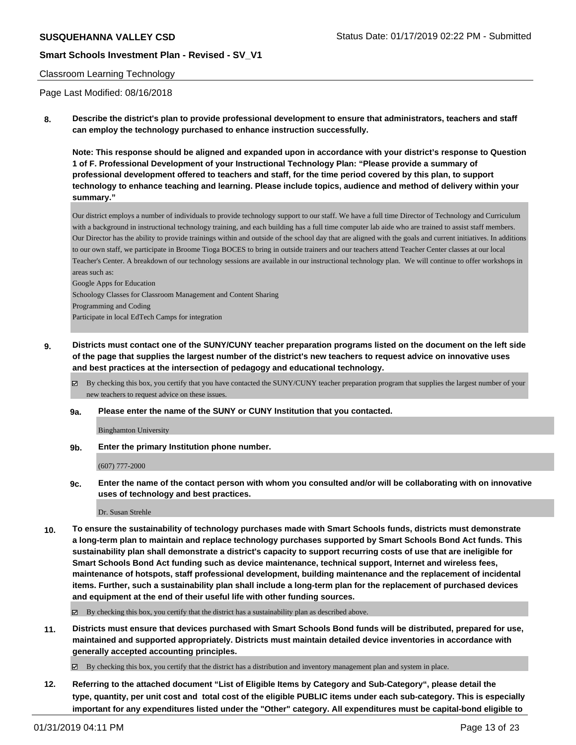Classroom Learning Technology

Page Last Modified: 08/16/2018

**8. Describe the district's plan to provide professional development to ensure that administrators, teachers and staff can employ the technology purchased to enhance instruction successfully.**

**Note: This response should be aligned and expanded upon in accordance with your district's response to Question 1 of F. Professional Development of your Instructional Technology Plan: "Please provide a summary of professional development offered to teachers and staff, for the time period covered by this plan, to support technology to enhance teaching and learning. Please include topics, audience and method of delivery within your summary."**

Our district employs a number of individuals to provide technology support to our staff. We have a full time Director of Technology and Curriculum with a background in instructional technology training, and each building has a full time computer lab aide who are trained to assist staff members. Our Director has the ability to provide trainings within and outside of the school day that are aligned with the goals and current initiatives. In additions to our own staff, we participate in Broome Tioga BOCES to bring in outside trainers and our teachers attend Teacher Center classes at our local Teacher's Center. A breakdown of our technology sessions are available in our instructional technology plan. We will continue to offer workshops in areas such as:
Google Apps for Education
Schoology Classes for Classroom Management and Content Sharing
Programming and Coding
Participate in local EdTech Camps for integration

**9. Districts must contact one of the SUNY/CUNY teacher preparation programs listed on the document on the left side of the page that supplies the largest number of the district's new teachers to request advice on innovative uses and best practices at the intersection of pedagogy and educational technology.**

☑ By checking this box, you certify that you have contacted the SUNY/CUNY teacher preparation program that supplies the largest number of your new teachers to request advice on these issues.

**9a. Please enter the name of the SUNY or CUNY Institution that you contacted.**

Binghamton University

**9b. Enter the primary Institution phone number.**

(607) 777-2000

**9c. Enter the name of the contact person with whom you consulted and/or will be collaborating with on innovative uses of technology and best practices.**

Dr. Susan Strehle

**10. To ensure the sustainability of technology purchases made with Smart Schools funds, districts must demonstrate a long-term plan to maintain and replace technology purchases supported by Smart Schools Bond Act funds. This sustainability plan shall demonstrate a district's capacity to support recurring costs of use that are ineligible for Smart Schools Bond Act funding such as device maintenance, technical support, Internet and wireless fees, maintenance of hotspots, staff professional development, building maintenance and the replacement of incidental items. Further, such a sustainability plan shall include a long-term plan for the replacement of purchased devices and equipment at the end of their useful life with other funding sources.**

☑ By checking this box, you certify that the district has a sustainability plan as described above.

**11. Districts must ensure that devices purchased with Smart Schools Bond funds will be distributed, prepared for use, maintained and supported appropriately. Districts must maintain detailed device inventories in accordance with generally accepted accounting principles.**

☑ By checking this box, you certify that the district has a distribution and inventory management plan and system in place.

**12. Referring to the attached document "List of Eligible Items by Category and Sub-Category", please detail the type, quantity, per unit cost and total cost of the eligible PUBLIC items under each sub-category. This is especially important for any expenditures listed under the "Other" category. All expenditures must be capital-bond eligible to**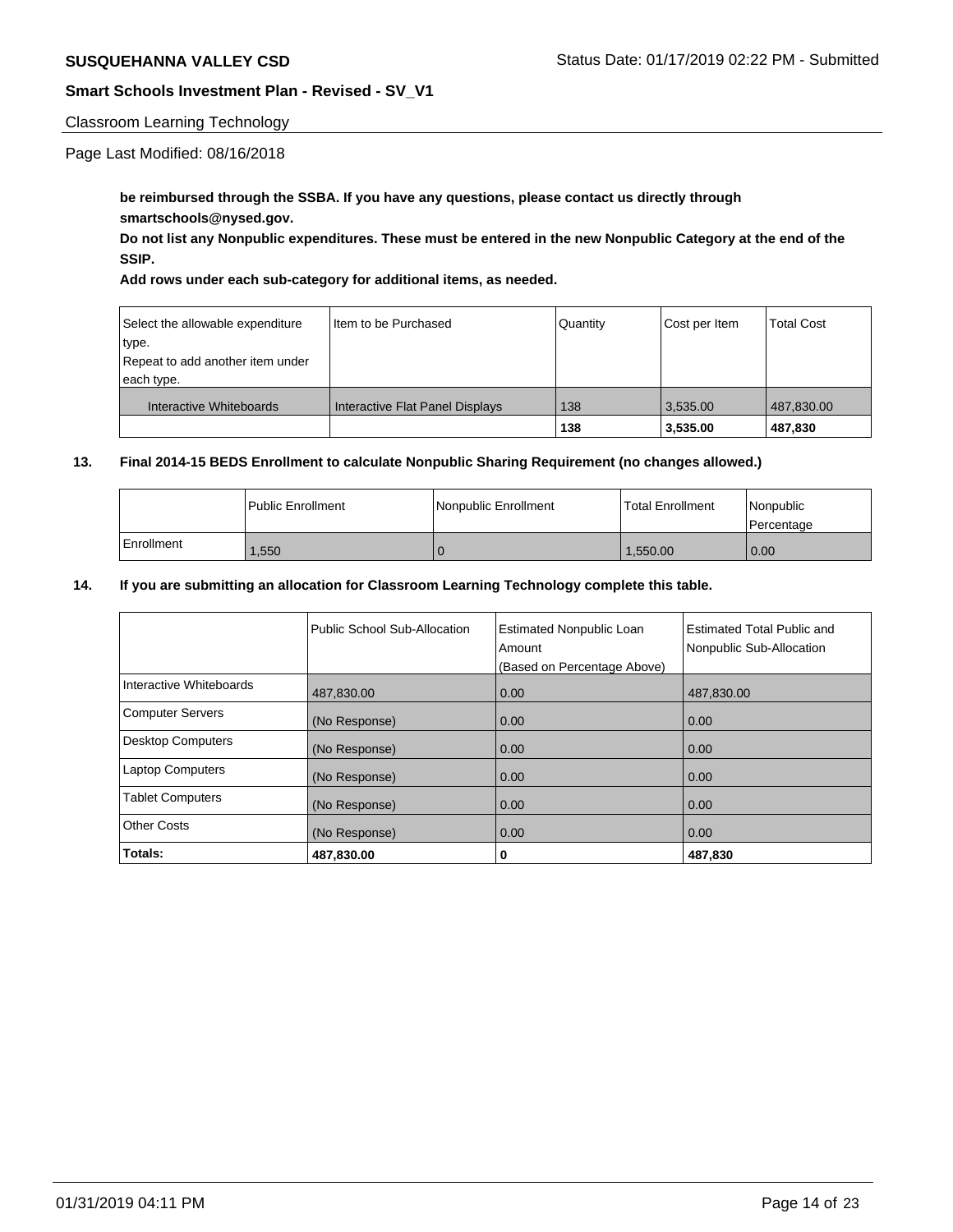**be reimbursed through the SSBA. If you have any questions, please contact us directly through smartschools@nysed.gov.**

**Do not list any Nonpublic expenditures. These must be entered in the new Nonpublic Category at the end of the SSIP.**

**Add rows under each sub-category for additional items, as needed.**

| Select the allowable expenditure type. Repeat to add another item under each type. | Item to be Purchased | Quantity | Cost per Item | Total Cost |
|---|---|---|---|---|
| Interactive Whiteboards | Interactive Flat Panel Displays | 138 | 3,535.00 | 487,830.00 |
| | | **138** | **3,535.00** | **487,830** |

**13. Final 2014-15 BEDS Enrollment to calculate Nonpublic Sharing Requirement (no changes allowed.)**

| | Public Enrollment | Nonpublic Enrollment | Total Enrollment | Nonpublic Percentage |
|---|---|---|---|---|
| Enrollment | 1,550 | 0 | 1,550.00 | 0.00 |

**14. If you are submitting an allocation for Classroom Learning Technology complete this table.**

| | Public School Sub-Allocation | Estimated Nonpublic Loan Amount (Based on Percentage Above) | Estimated Total Public and Nonpublic Sub-Allocation |
|---|---|---|---|
| Interactive Whiteboards | 487,830.00 | 0.00 | 487,830.00 |
| Computer Servers | (No Response) | 0.00 | 0.00 |
| Desktop Computers | (No Response) | 0.00 | 0.00 |
| Laptop Computers | (No Response) | 0.00 | 0.00 |
| Tablet Computers | (No Response) | 0.00 | 0.00 |
| Other Costs | (No Response) | 0.00 | 0.00 |
| **Totals:** | **487,830.00** | **0** | **487,830** |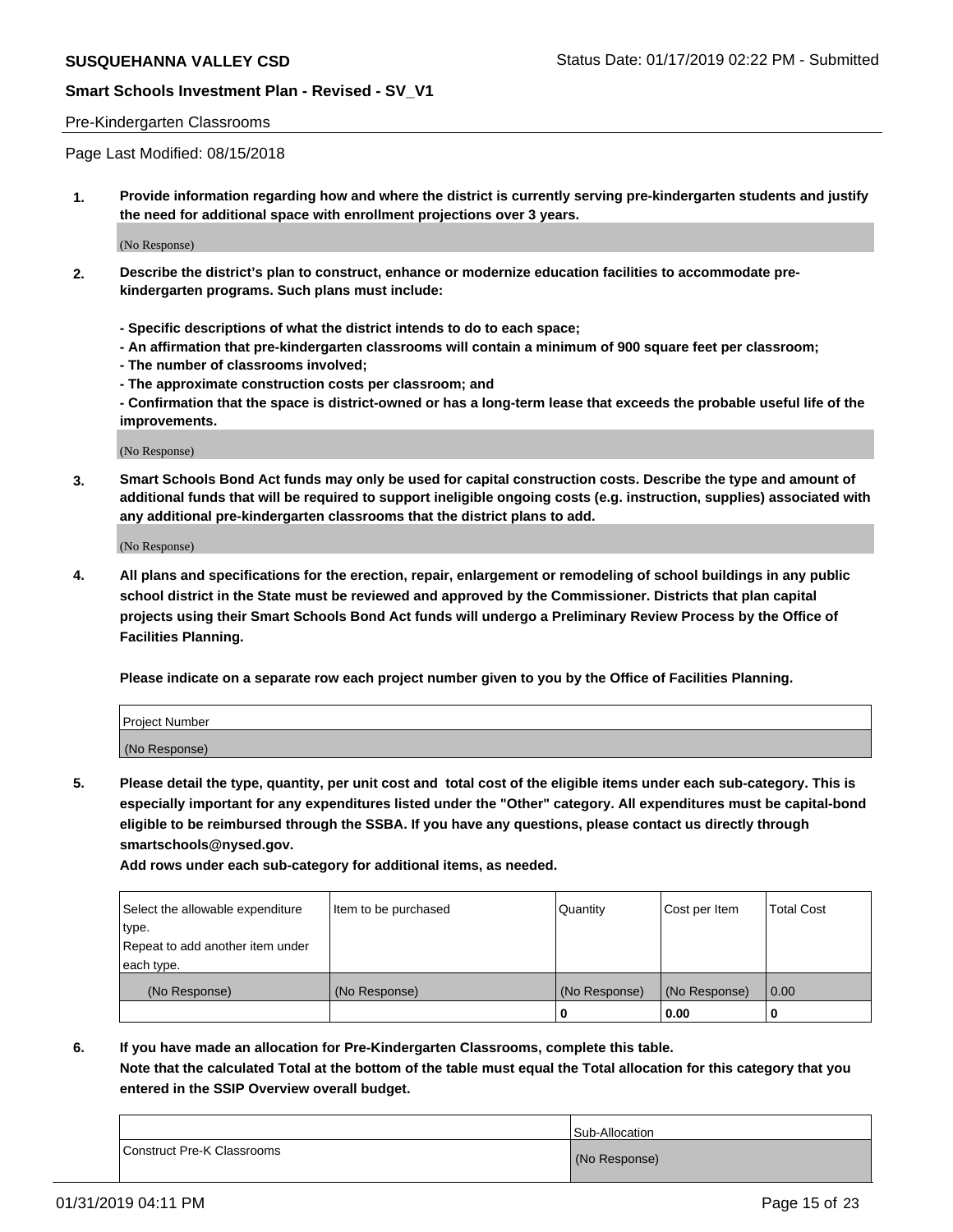Pre-Kindergarten Classrooms

Page Last Modified: 08/15/2018

**1. Provide information regarding how and where the district is currently serving pre-kindergarten students and justify the need for additional space with enrollment projections over 3 years.**

(No Response)

**2. Describe the district's plan to construct, enhance or modernize education facilities to accommodate pre-kindergarten programs. Such plans must include:**

**- Specific descriptions of what the district intends to do to each space;**
**- An affirmation that pre-kindergarten classrooms will contain a minimum of 900 square feet per classroom;**
**- The number of classrooms involved;**
**- The approximate construction costs per classroom; and**
**- Confirmation that the space is district-owned or has a long-term lease that exceeds the probable useful life of the improvements.**

(No Response)

**3. Smart Schools Bond Act funds may only be used for capital construction costs. Describe the type and amount of additional funds that will be required to support ineligible ongoing costs (e.g. instruction, supplies) associated with any additional pre-kindergarten classrooms that the district plans to add.**

(No Response)

**4. All plans and specifications for the erection, repair, enlargement or remodeling of school buildings in any public school district in the State must be reviewed and approved by the Commissioner. Districts that plan capital projects using their Smart Schools Bond Act funds will undergo a Preliminary Review Process by the Office of Facilities Planning.**

**Please indicate on a separate row each project number given to you by the Office of Facilities Planning.**

| Project Number |
|---|
| (No Response) |

**5. Please detail the type, quantity, per unit cost and total cost of the eligible items under each sub-category. This is especially important for any expenditures listed under the "Other" category. All expenditures must be capital-bond eligible to be reimbursed through the SSBA. If you have any questions, please contact us directly through smartschools@nysed.gov.**

**Add rows under each sub-category for additional items, as needed.**

| Select the allowable expenditure type. Repeat to add another item under each type. | Item to be purchased | Quantity | Cost per Item | Total Cost |
|---|---|---|---|---|
| (No Response) | (No Response) | (No Response) | (No Response) | 0.00 |
| | | 0 | 0.00 | 0 |

**6. If you have made an allocation for Pre-Kindergarten Classrooms, complete this table. Note that the calculated Total at the bottom of the table must equal the Total allocation for this category that you entered in the SSIP Overview overall budget.**

| | Sub-Allocation |
|---|---|
| Construct Pre-K Classrooms | (No Response) |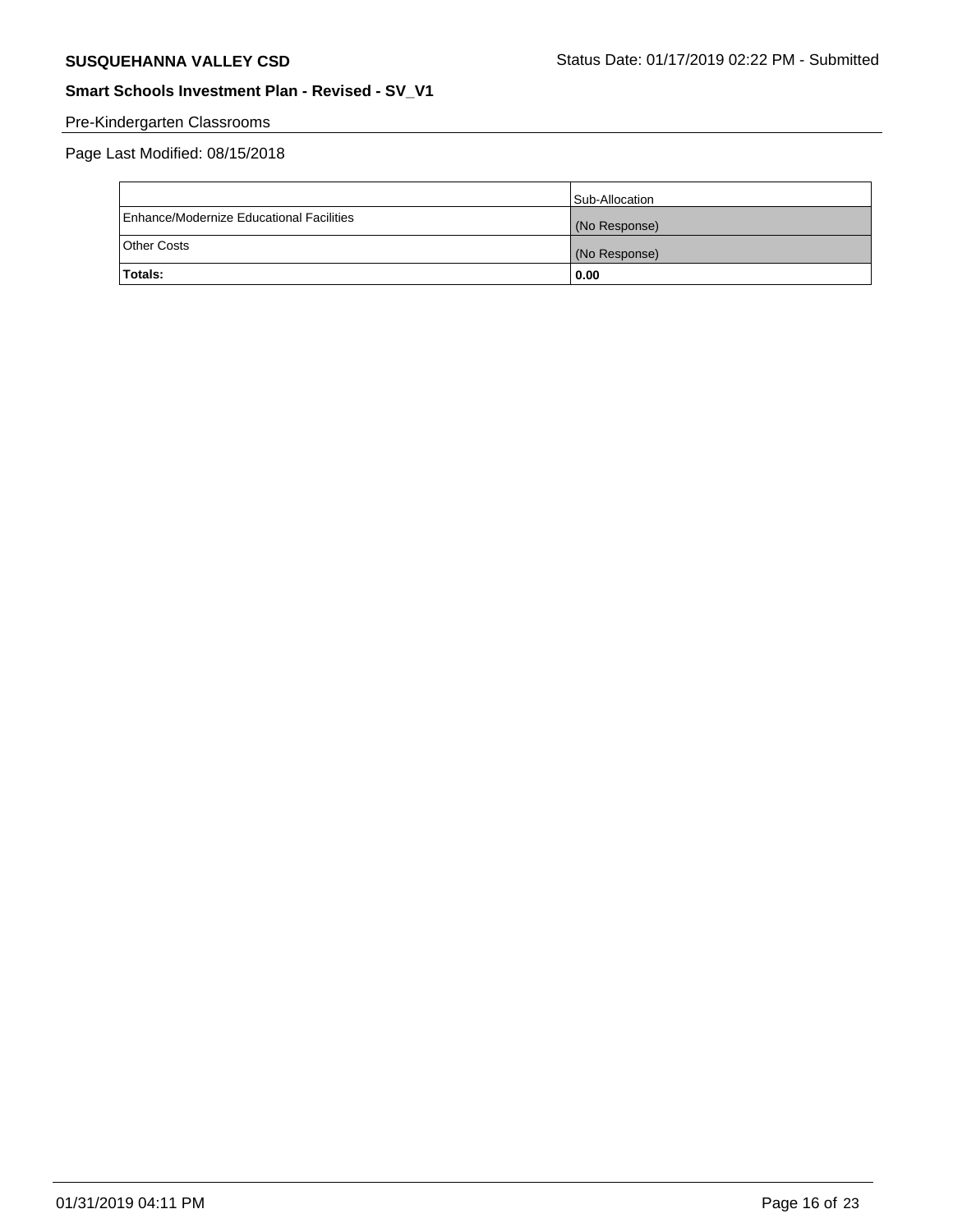## Pre-Kindergarten Classrooms

Page Last Modified: 08/15/2018

| | Sub-Allocation |
|---|---|
| Enhance/Modernize Educational Facilities | (No Response) |
| Other Costs | (No Response) |
| **Totals:** | **0.00** |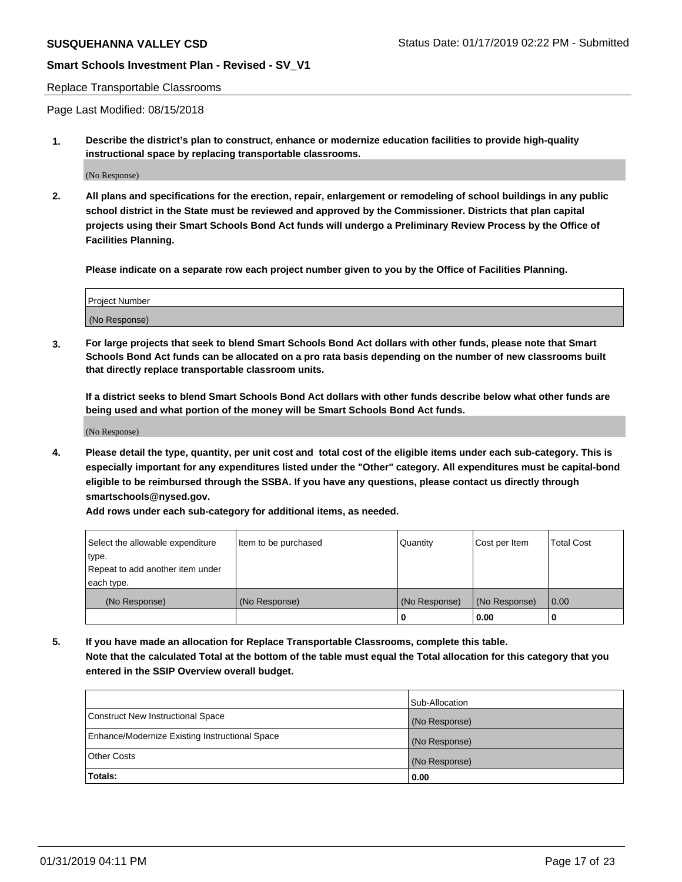Replace Transportable Classrooms

Page Last Modified: 08/15/2018

1. **Describe the district's plan to construct, enhance or modernize education facilities to provide high-quality instructional space by replacing transportable classrooms.**

(No Response)

2. **All plans and specifications for the erection, repair, enlargement or remodeling of school buildings in any public school district in the State must be reviewed and approved by the Commissioner. Districts that plan capital projects using their Smart Schools Bond Act funds will undergo a Preliminary Review Process by the Office of Facilities Planning.**

**Please indicate on a separate row each project number given to you by the Office of Facilities Planning.**

| Project Number |
|---|
| (No Response) |

3. **For large projects that seek to blend Smart Schools Bond Act dollars with other funds, please note that Smart Schools Bond Act funds can be allocated on a pro rata basis depending on the number of new classrooms built that directly replace transportable classroom units.**

**If a district seeks to blend Smart Schools Bond Act dollars with other funds describe below what other funds are being used and what portion of the money will be Smart Schools Bond Act funds.**

(No Response)

4. **Please detail the type, quantity, per unit cost and total cost of the eligible items under each sub-category. This is especially important for any expenditures listed under the "Other" category. All expenditures must be capital-bond eligible to be reimbursed through the SSBA. If you have any questions, please contact us directly through smartschools@nysed.gov.**

**Add rows under each sub-category for additional items, as needed.**

| Select the allowable expenditure type. Repeat to add another item under each type. | Item to be purchased | Quantity | Cost per Item | Total Cost |
|---|---|---|---|---|
| (No Response) | (No Response) | (No Response) | (No Response) | 0.00 |
| | | 0 | 0.00 | 0 |

5. **If you have made an allocation for Replace Transportable Classrooms, complete this table. Note that the calculated Total at the bottom of the table must equal the Total allocation for this category that you entered in the SSIP Overview overall budget.**

| | Sub-Allocation |
|---|---|
| Construct New Instructional Space | (No Response) |
| Enhance/Modernize Existing Instructional Space | (No Response) |
| Other Costs | (No Response) |
| **Totals:** | **0.00** |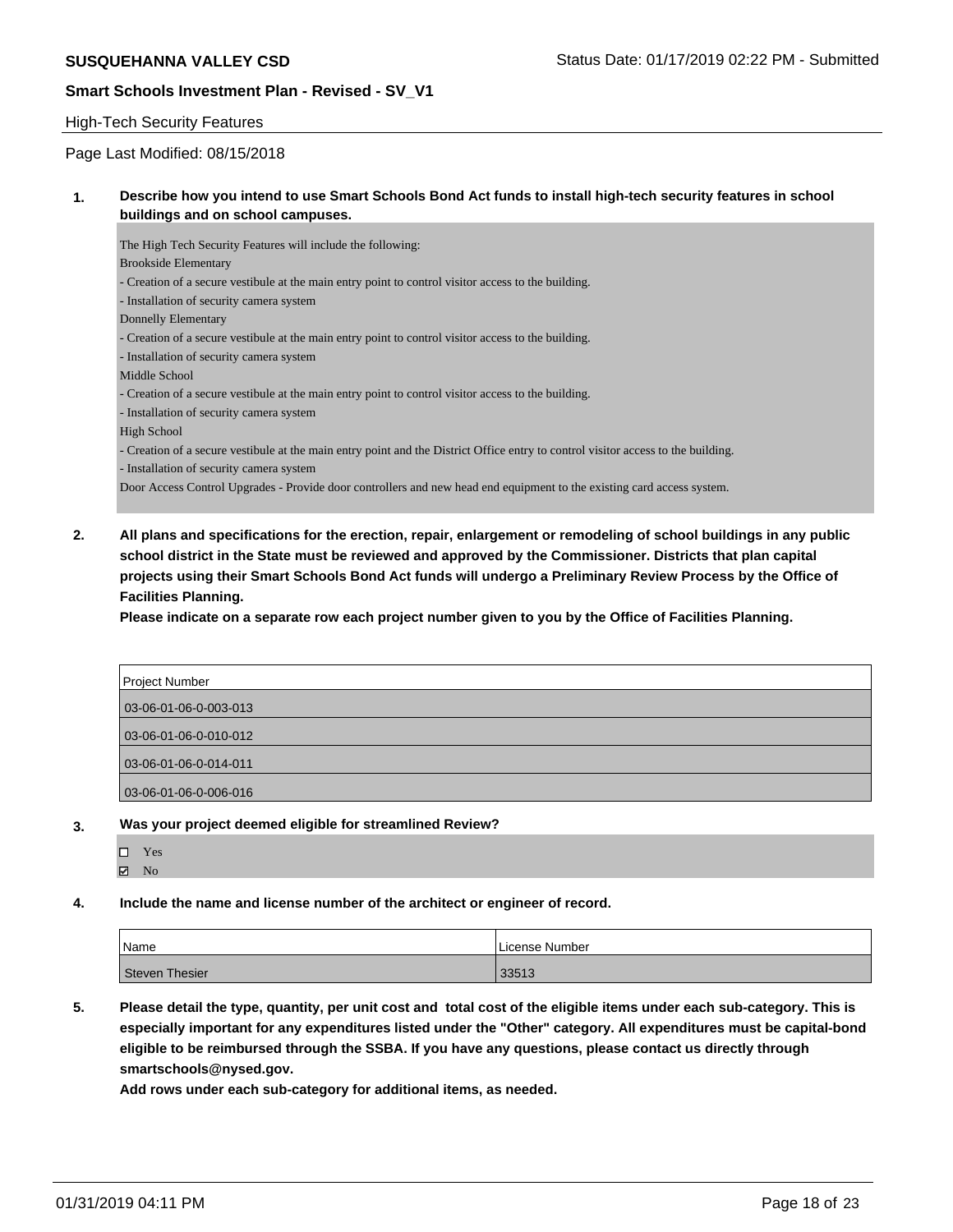**SUSQUEHANNA VALLEY CSD** Status Date: 01/17/2019 02:22 PM - Submitted

**Smart Schools Investment Plan - Revised - SV_V1**

High-Tech Security Features

Page Last Modified: 08/15/2018

**1. Describe how you intend to use Smart Schools Bond Act funds to install high-tech security features in school buildings and on school campuses.**

The High Tech Security Features will include the following:
Brookside Elementary
- Creation of a secure vestibule at the main entry point to control visitor access to the building.
- Installation of security camera system

Donnelly Elementary
- Creation of a secure vestibule at the main entry point to control visitor access to the building.
- Installation of security camera system

Middle School
- Creation of a secure vestibule at the main entry point to control visitor access to the building.
- Installation of security camera system

High School
- Creation of a secure vestibule at the main entry point and the District Office entry to control visitor access to the building.
- Installation of security camera system

Door Access Control Upgrades - Provide door controllers and new head end equipment to the existing card access system.

**2. All plans and specifications for the erection, repair, enlargement or remodeling of school buildings in any public school district in the State must be reviewed and approved by the Commissioner. Districts that plan capital projects using their Smart Schools Bond Act funds will undergo a Preliminary Review Process by the Office of Facilities Planning.**
**Please indicate on a separate row each project number given to you by the Office of Facilities Planning.**

| Project Number |
|---|
| 03-06-01-06-0-003-013 |
| 03-06-01-06-0-010-012 |
| 03-06-01-06-0-014-011 |
| 03-06-01-06-0-006-016 |

**3. Was your project deemed eligible for streamlined Review?**

☐ Yes
☑ No

**4. Include the name and license number of the architect or engineer of record.**

| Name | License Number |
|---|---|
| Steven Thesier | 33513 |

**5. Please detail the type, quantity, per unit cost and total cost of the eligible items under each sub-category. This is especially important for any expenditures listed under the "Other" category. All expenditures must be capital-bond eligible to be reimbursed through the SSBA. If you have any questions, please contact us directly through smartschools@nysed.gov.**
**Add rows under each sub-category for additional items, as needed.**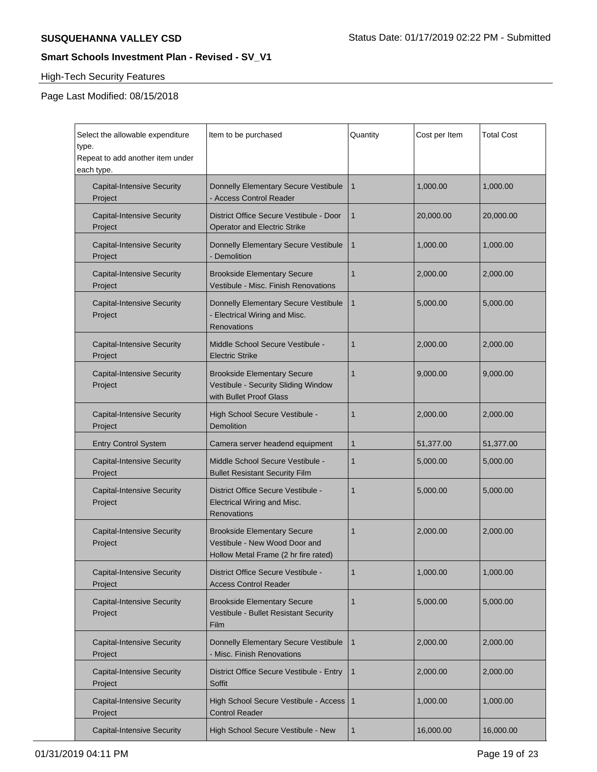**SUSQUEHANNA VALLEY CSD**

Status Date: 01/17/2019 02:22 PM - Submitted

**Smart Schools Investment Plan - Revised - SV_V1**

High-Tech Security Features

Page Last Modified: 08/15/2018

| Select the allowable expenditure type. Repeat to add another item under each type. | Item to be purchased | Quantity | Cost per Item | Total Cost |
|---|---|---|---|---|
| Capital-Intensive Security Project | Donnelly Elementary Secure Vestibule - Access Control Reader | 1 | 1,000.00 | 1,000.00 |
| Capital-Intensive Security Project | District Office Secure Vestibule - Door Operator and Electric Strike | 1 | 20,000.00 | 20,000.00 |
| Capital-Intensive Security Project | Donnelly Elementary Secure Vestibule - Demolition | 1 | 1,000.00 | 1,000.00 |
| Capital-Intensive Security Project | Brookside Elementary Secure Vestibule - Misc. Finish Renovations | 1 | 2,000.00 | 2,000.00 |
| Capital-Intensive Security Project | Donnelly Elementary Secure Vestibule - Electrical Wiring and Misc. Renovations | 1 | 5,000.00 | 5,000.00 |
| Capital-Intensive Security Project | Middle School Secure Vestibule - Electric Strike | 1 | 2,000.00 | 2,000.00 |
| Capital-Intensive Security Project | Brookside Elementary Secure Vestibule - Security Sliding Window with Bullet Proof Glass | 1 | 9,000.00 | 9,000.00 |
| Capital-Intensive Security Project | High School Secure Vestibule - Demolition | 1 | 2,000.00 | 2,000.00 |
| Entry Control System | Camera server headend equipment | 1 | 51,377.00 | 51,377.00 |
| Capital-Intensive Security Project | Middle School Secure Vestibule - Bullet Resistant Security Film | 1 | 5,000.00 | 5,000.00 |
| Capital-Intensive Security Project | District Office Secure Vestibule - Electrical Wiring and Misc. Renovations | 1 | 5,000.00 | 5,000.00 |
| Capital-Intensive Security Project | Brookside Elementary Secure Vestibule - New Wood Door and Hollow Metal Frame (2 hr fire rated) | 1 | 2,000.00 | 2,000.00 |
| Capital-Intensive Security Project | District Office Secure Vestibule - Access Control Reader | 1 | 1,000.00 | 1,000.00 |
| Capital-Intensive Security Project | Brookside Elementary Secure Vestibule - Bullet Resistant Security Film | 1 | 5,000.00 | 5,000.00 |
| Capital-Intensive Security Project | Donnelly Elementary Secure Vestibule - Misc. Finish Renovations | 1 | 2,000.00 | 2,000.00 |
| Capital-Intensive Security Project | District Office Secure Vestibule - Entry Soffit | 1 | 2,000.00 | 2,000.00 |
| Capital-Intensive Security Project | High School Secure Vestibule - Access Control Reader | 1 | 1,000.00 | 1,000.00 |
| Capital-Intensive Security | High School Secure Vestibule - New | 1 | 16,000.00 | 16,000.00 |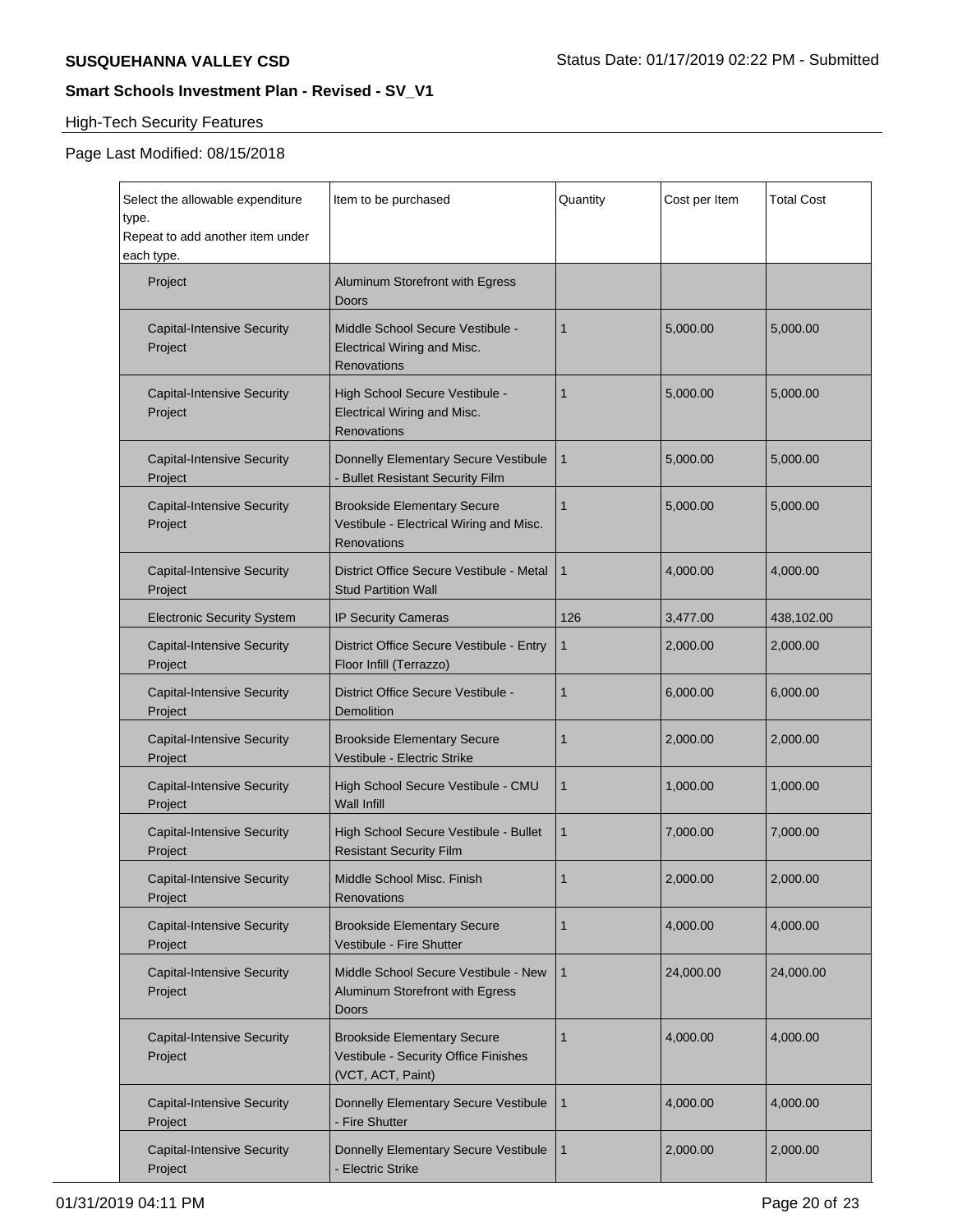**SUSQUEHANNA VALLEY CSD**

Status Date: 01/17/2019 02:22 PM - Submitted

**Smart Schools Investment Plan - Revised - SV_V1**

High-Tech Security Features

Page Last Modified: 08/15/2018

| Select the allowable expenditure type. Repeat to add another item under each type. | Item to be purchased | Quantity | Cost per Item | Total Cost |
|---|---|---|---|---|
| Project | Aluminum Storefront with Egress Doors | | | |
| Capital-Intensive Security Project | Middle School Secure Vestibule - Electrical Wiring and Misc. Renovations | 1 | 5,000.00 | 5,000.00 |
| Capital-Intensive Security Project | High School Secure Vestibule - Electrical Wiring and Misc. Renovations | 1 | 5,000.00 | 5,000.00 |
| Capital-Intensive Security Project | Donnelly Elementary Secure Vestibule - Bullet Resistant Security Film | 1 | 5,000.00 | 5,000.00 |
| Capital-Intensive Security Project | Brookside Elementary Secure Vestibule - Electrical Wiring and Misc. Renovations | 1 | 5,000.00 | 5,000.00 |
| Capital-Intensive Security Project | District Office Secure Vestibule - Metal Stud Partition Wall | 1 | 4,000.00 | 4,000.00 |
| Electronic Security System | IP Security Cameras | 126 | 3,477.00 | 438,102.00 |
| Capital-Intensive Security Project | District Office Secure Vestibule - Entry Floor Infill (Terrazzo) | 1 | 2,000.00 | 2,000.00 |
| Capital-Intensive Security Project | District Office Secure Vestibule - Demolition | 1 | 6,000.00 | 6,000.00 |
| Capital-Intensive Security Project | Brookside Elementary Secure Vestibule - Electric Strike | 1 | 2,000.00 | 2,000.00 |
| Capital-Intensive Security Project | High School Secure Vestibule - CMU Wall Infill | 1 | 1,000.00 | 1,000.00 |
| Capital-Intensive Security Project | High School Secure Vestibule - Bullet Resistant Security Film | 1 | 7,000.00 | 7,000.00 |
| Capital-Intensive Security Project | Middle School Misc. Finish Renovations | 1 | 2,000.00 | 2,000.00 |
| Capital-Intensive Security Project | Brookside Elementary Secure Vestibule - Fire Shutter | 1 | 4,000.00 | 4,000.00 |
| Capital-Intensive Security Project | Middle School Secure Vestibule - New Aluminum Storefront with Egress Doors | 1 | 24,000.00 | 24,000.00 |
| Capital-Intensive Security Project | Brookside Elementary Secure Vestibule - Security Office Finishes (VCT, ACT, Paint) | 1 | 4,000.00 | 4,000.00 |
| Capital-Intensive Security Project | Donnelly Elementary Secure Vestibule - Fire Shutter | 1 | 4,000.00 | 4,000.00 |
| Capital-Intensive Security Project | Donnelly Elementary Secure Vestibule - Electric Strike | 1 | 2,000.00 | 2,000.00 |

01/31/2019 04:11 PM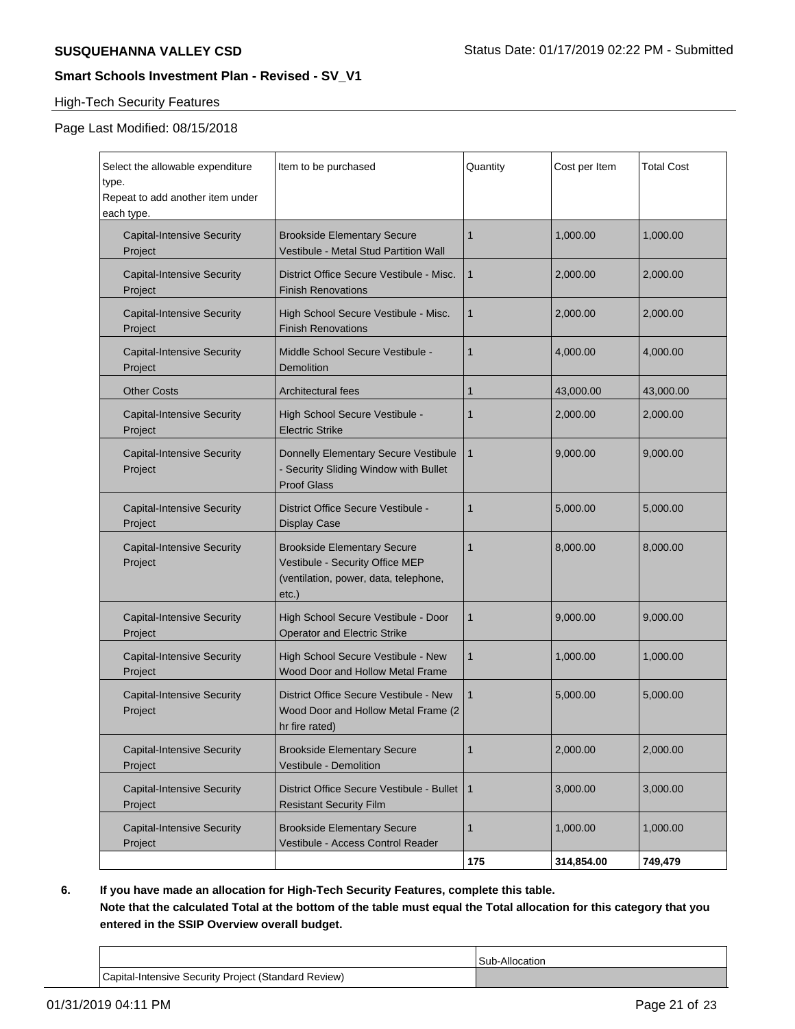High-Tech Security Features

Page Last Modified: 08/15/2018

| Select the allowable expenditure type. Repeat to add another item under each type. | Item to be purchased | Quantity | Cost per Item | Total Cost |
|---|---|---|---|---|
| Capital-Intensive Security Project | Brookside Elementary Secure Vestibule - Metal Stud Partition Wall | 1 | 1,000.00 | 1,000.00 |
| Capital-Intensive Security Project | District Office Secure Vestibule - Misc. Finish Renovations | 1 | 2,000.00 | 2,000.00 |
| Capital-Intensive Security Project | High School Secure Vestibule - Misc. Finish Renovations | 1 | 2,000.00 | 2,000.00 |
| Capital-Intensive Security Project | Middle School Secure Vestibule - Demolition | 1 | 4,000.00 | 4,000.00 |
| Other Costs | Architectural fees | 1 | 43,000.00 | 43,000.00 |
| Capital-Intensive Security Project | High School Secure Vestibule - Electric Strike | 1 | 2,000.00 | 2,000.00 |
| Capital-Intensive Security Project | Donnelly Elementary Secure Vestibule - Security Sliding Window with Bullet Proof Glass | 1 | 9,000.00 | 9,000.00 |
| Capital-Intensive Security Project | District Office Secure Vestibule - Display Case | 1 | 5,000.00 | 5,000.00 |
| Capital-Intensive Security Project | Brookside Elementary Secure Vestibule - Security Office MEP (ventilation, power, data, telephone, etc.) | 1 | 8,000.00 | 8,000.00 |
| Capital-Intensive Security Project | High School Secure Vestibule - Door Operator and Electric Strike | 1 | 9,000.00 | 9,000.00 |
| Capital-Intensive Security Project | High School Secure Vestibule - New Wood Door and Hollow Metal Frame | 1 | 1,000.00 | 1,000.00 |
| Capital-Intensive Security Project | District Office Secure Vestibule - New Wood Door and Hollow Metal Frame (2 hr fire rated) | 1 | 5,000.00 | 5,000.00 |
| Capital-Intensive Security Project | Brookside Elementary Secure Vestibule - Demolition | 1 | 2,000.00 | 2,000.00 |
| Capital-Intensive Security Project | District Office Secure Vestibule - Bullet Resistant Security Film | 1 | 3,000.00 | 3,000.00 |
| Capital-Intensive Security Project | Brookside Elementary Secure Vestibule - Access Control Reader | 1 | 1,000.00 | 1,000.00 |
| | | **175** | **314,854.00** | **749,479** |

**6. If you have made an allocation for High-Tech Security Features, complete this table.**
**Note that the calculated Total at the bottom of the table must equal the Total allocation for this category that you entered in the SSIP Overview overall budget.**

| | Sub-Allocation |
|---|---|
| Capital-Intensive Security Project (Standard Review) | |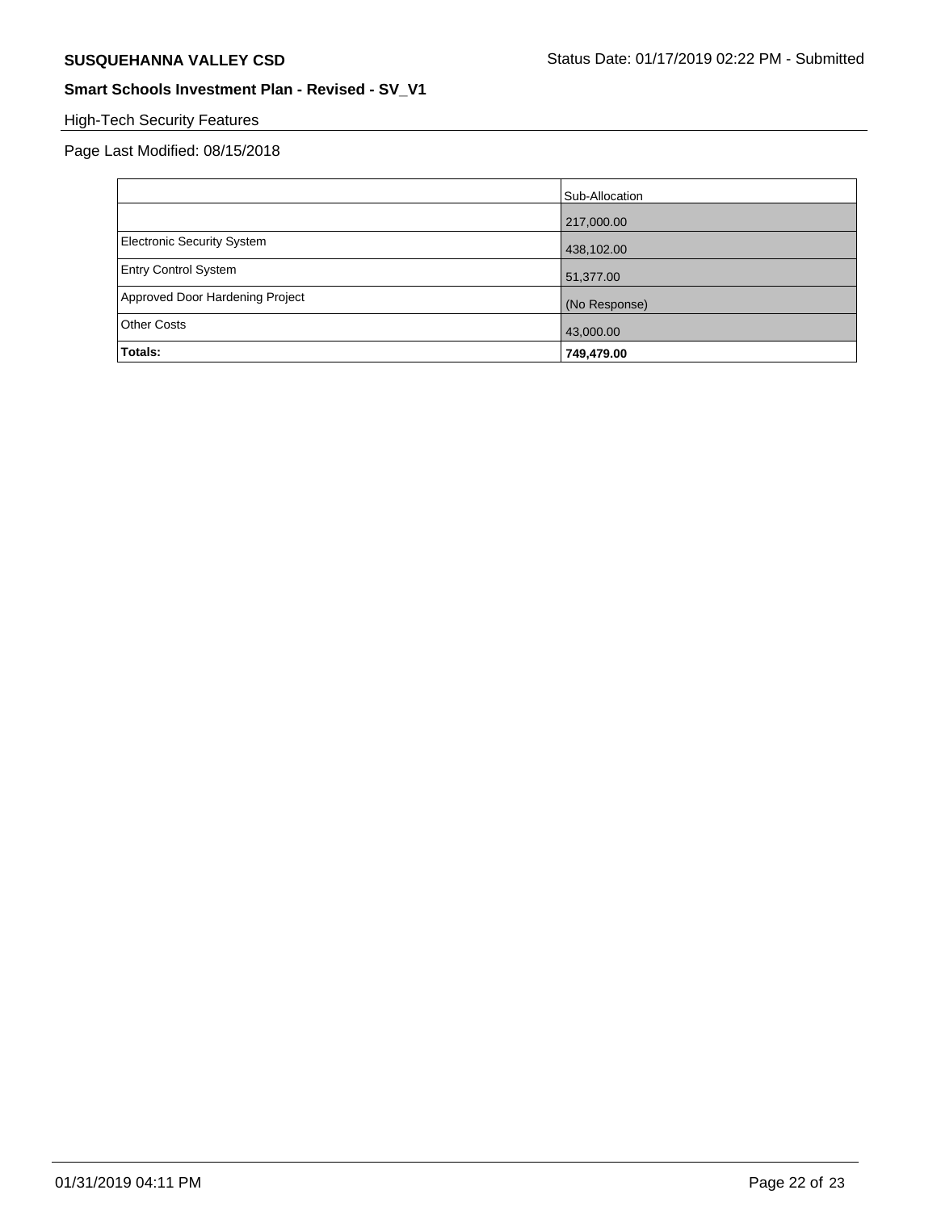**SUSQUEHANNA VALLEY CSD** Status Date: 01/17/2019 02:22 PM - Submitted

**Smart Schools Investment Plan - Revised - SV_V1**

High-Tech Security Features

Page Last Modified: 08/15/2018

| | Sub-Allocation |
|---|---|
| | 217,000.00 |
| Electronic Security System | 438,102.00 |
| Entry Control System | 51,377.00 |
| Approved Door Hardening Project | (No Response) |
| Other Costs | 43,000.00 |
| **Totals:** | **749,479.00** |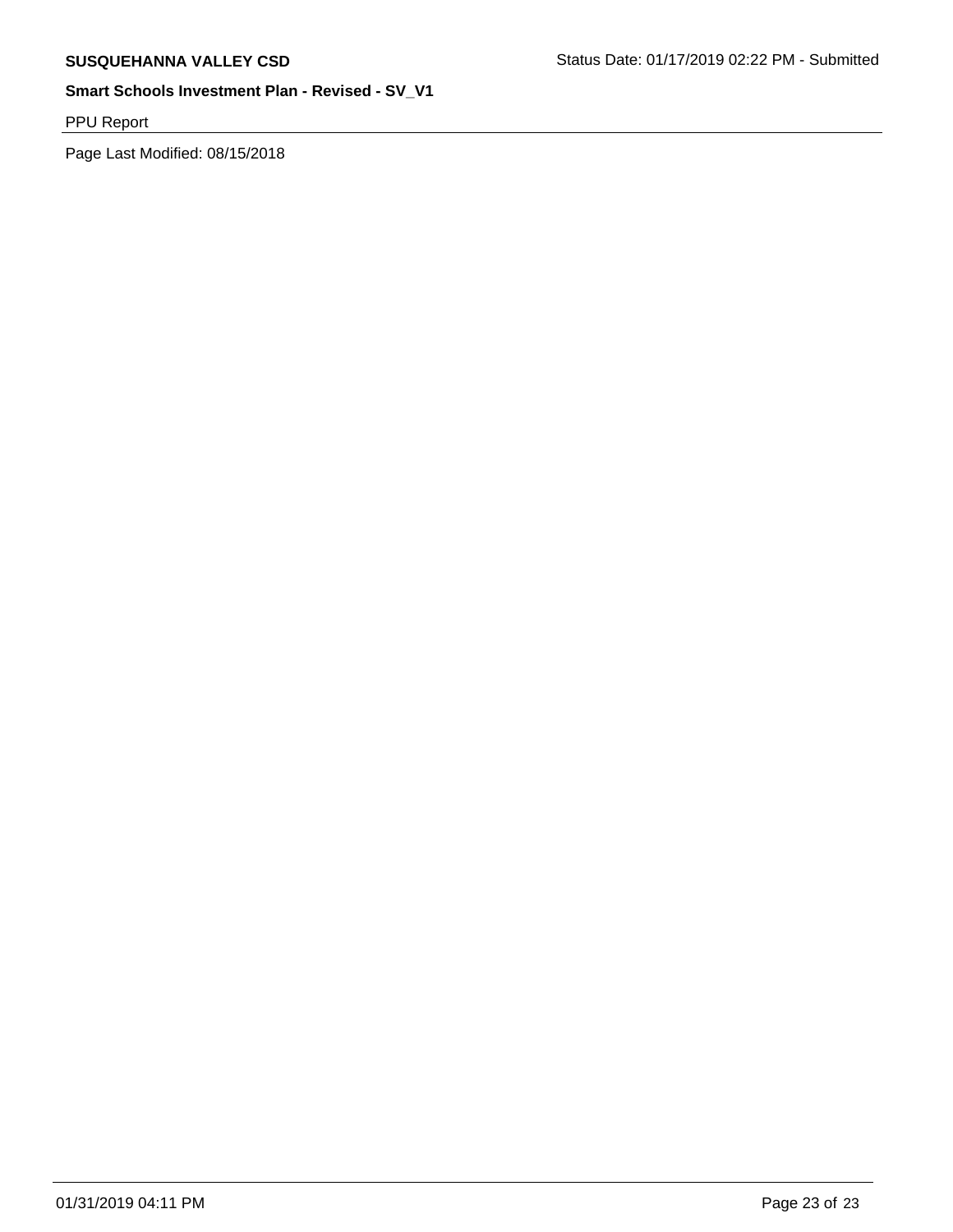PPU Report

Page Last Modified: 08/15/2018